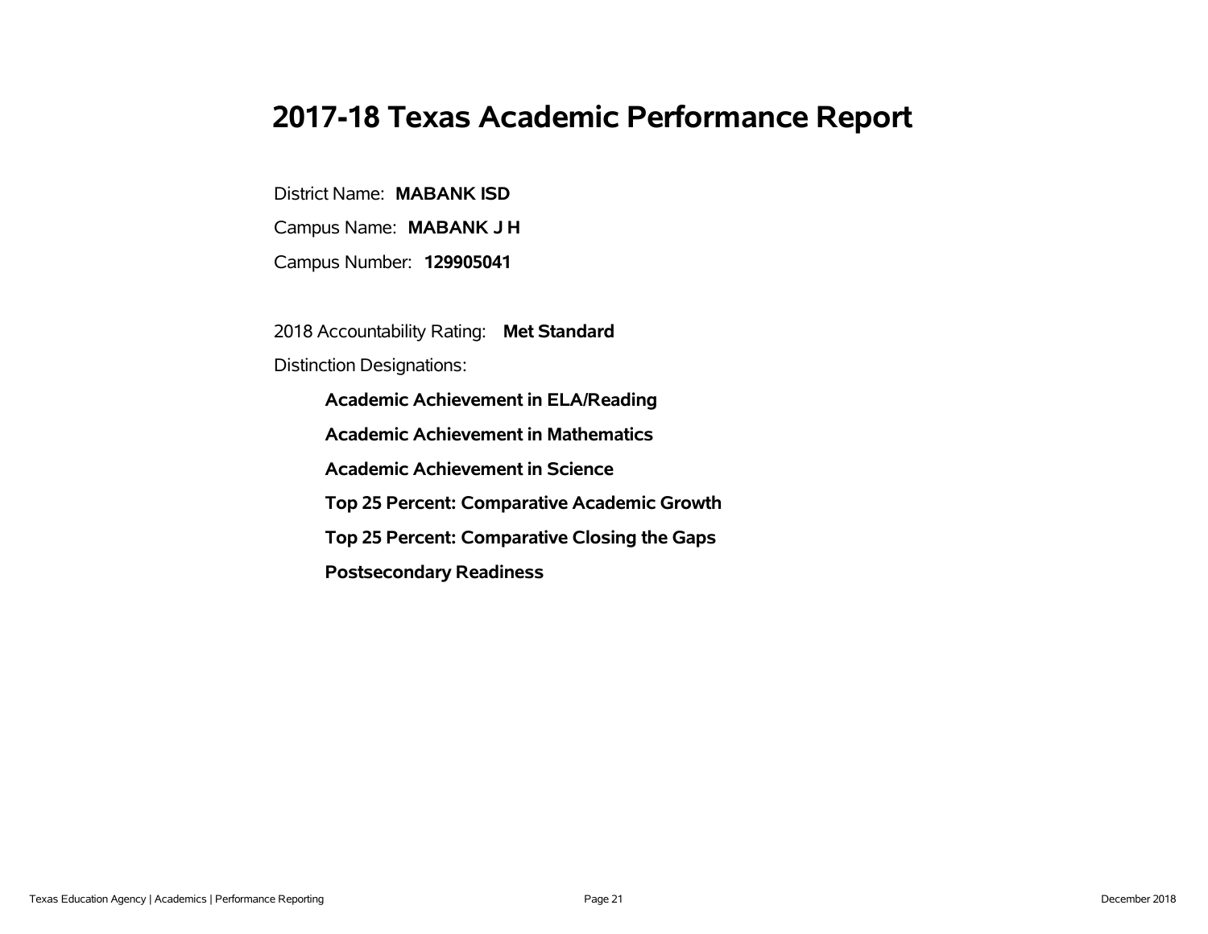# 2017-18 Texas Academic Performance Report

District Name: **MABANK ISD**

Campus Name: **MABANK J H**

Campus Number: **129905041**

2018 Accountability Rating: **Met Standard**

Distinction Designations:

- **Academic Achievement in ELA/Reading**
- **Academic Achievement in Mathematics**
- **Academic Achievement in Science**
- **Top 25 Percent: Comparative Academic Growth**
- **Top 25 Percent: Comparative Closing the Gaps**
- **Postsecondary Readiness**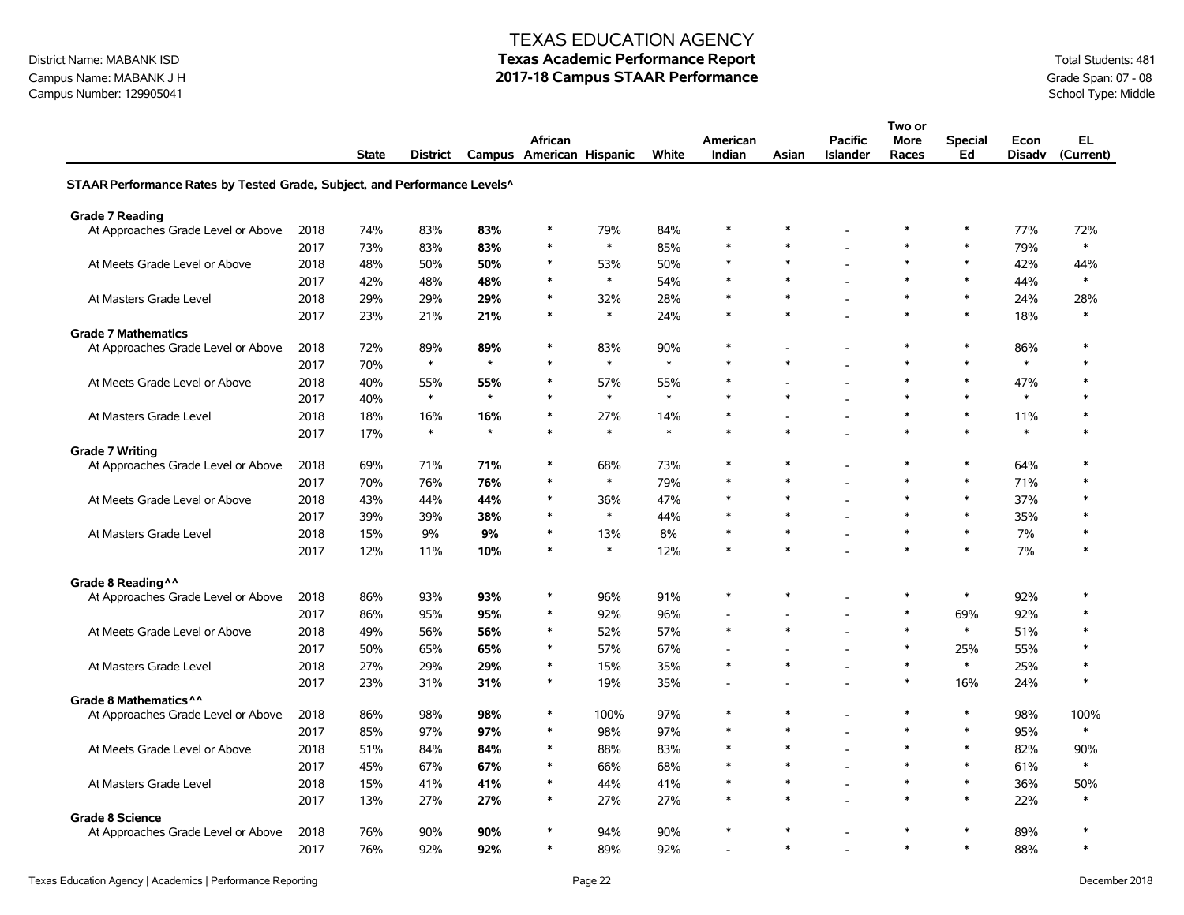TEXAS EDUCATION AGENCY
**Texas Academic Performance Report**
**2017-18 Campus STAAR Performance**

District Name: MABANK ISD
Campus Name: MABANK J H
Campus Number: 129905041

Total Students: 481
Grade Span: 07 - 08
School Type: Middle

| | | State | District | Campus | African American | Hispanic | White | American Indian | Asian | Pacific Islander | Two or More Races | Special Ed | Econ Disadv | EL (Current) |
|---|---|---|---|---|---|---|---|---|---|---|---|---|---|---|
| **STAAR Performance Rates by Tested Grade, Subject, and Performance Levels^** | | | | | | | | | | | | | | |
| **Grade 7 Reading** | | | | | | | | | | | | | | |
| At Approaches Grade Level or Above | 2018 | 74% | 83% | **83%** | * | 79% | 84% | * | * | - | * | * | 77% | 72% |
| | 2017 | 73% | 83% | **83%** | * | * | 85% | * | * | - | * | * | 79% | * |
| At Meets Grade Level or Above | 2018 | 48% | 50% | **50%** | * | 53% | 50% | * | * | - | * | * | 42% | 44% |
| | 2017 | 42% | 48% | **48%** | * | * | 54% | * | * | - | * | * | 44% | * |
| At Masters Grade Level | 2018 | 29% | 29% | **29%** | * | 32% | 28% | * | * | - | * | * | 24% | 28% |
| | 2017 | 23% | 21% | **21%** | * | * | 24% | * | * | - | * | * | 18% | * |
| **Grade 7 Mathematics** | | | | | | | | | | | | | | |
| At Approaches Grade Level or Above | 2018 | 72% | 89% | **89%** | * | 83% | 90% | * | - | - | * | * | 86% | * |
| | 2017 | 70% | * | * | * | * | * | * | * | - | * | * | * | * |
| At Meets Grade Level or Above | 2018 | 40% | 55% | **55%** | * | 57% | 55% | * | - | - | * | * | 47% | * |
| | 2017 | 40% | * | * | * | * | * | * | * | - | * | * | * | * |
| At Masters Grade Level | 2018 | 18% | 16% | **16%** | * | 27% | 14% | * | - | - | * | * | 11% | * |
| | 2017 | 17% | * | * | * | * | * | * | * | - | * | * | * | * |
| **Grade 7 Writing** | | | | | | | | | | | | | | |
| At Approaches Grade Level or Above | 2018 | 69% | 71% | **71%** | * | 68% | 73% | * | * | - | * | * | 64% | * |
| | 2017 | 70% | 76% | **76%** | * | * | 79% | * | * | - | * | * | 71% | * |
| At Meets Grade Level or Above | 2018 | 43% | 44% | **44%** | * | 36% | 47% | * | * | - | * | * | 37% | * |
| | 2017 | 39% | 39% | **38%** | * | * | 44% | * | * | - | * | * | 35% | * |
| At Masters Grade Level | 2018 | 15% | 9% | **9%** | * | 13% | 8% | * | * | - | * | * | 7% | * |
| | 2017 | 12% | 11% | **10%** | * | * | 12% | * | * | - | * | * | 7% | * |
| **Grade 8 Reading^^** | | | | | | | | | | | | | | |
| At Approaches Grade Level or Above | 2018 | 86% | 93% | **93%** | * | 96% | 91% | * | * | - | * | * | 92% | * |
| | 2017 | 86% | 95% | **95%** | * | 92% | 96% | - | - | - | * | 69% | 92% | * |
| At Meets Grade Level or Above | 2018 | 49% | 56% | **56%** | * | 52% | 57% | * | * | - | * | * | 51% | * |
| | 2017 | 50% | 65% | **65%** | * | 57% | 67% | - | - | - | * | 25% | 55% | * |
| At Masters Grade Level | 2018 | 27% | 29% | **29%** | * | 15% | 35% | * | * | - | * | * | 25% | * |
| | 2017 | 23% | 31% | **31%** | * | 19% | 35% | - | - | - | * | 16% | 24% | * |
| **Grade 8 Mathematics^^** | | | | | | | | | | | | | | |
| At Approaches Grade Level or Above | 2018 | 86% | 98% | **98%** | * | 100% | 97% | * | * | - | * | * | 98% | 100% |
| | 2017 | 85% | 97% | **97%** | * | 98% | 97% | * | * | - | * | * | 95% | * |
| At Meets Grade Level or Above | 2018 | 51% | 84% | **84%** | * | 88% | 83% | * | * | - | * | * | 82% | 90% |
| | 2017 | 45% | 67% | **67%** | * | 66% | 68% | * | * | - | * | * | 61% | * |
| At Masters Grade Level | 2018 | 15% | 41% | **41%** | * | 44% | 41% | * | * | - | * | * | 36% | 50% |
| | 2017 | 13% | 27% | **27%** | * | 27% | 27% | * | * | - | * | * | 22% | * |
| **Grade 8 Science** | | | | | | | | | | | | | | |
| At Approaches Grade Level or Above | 2018 | 76% | 90% | **90%** | * | 94% | 90% | * | * | - | * | * | 89% | * |
| | 2017 | 76% | 92% | **92%** | * | 89% | 92% | - | * | - | * | * | 88% | * |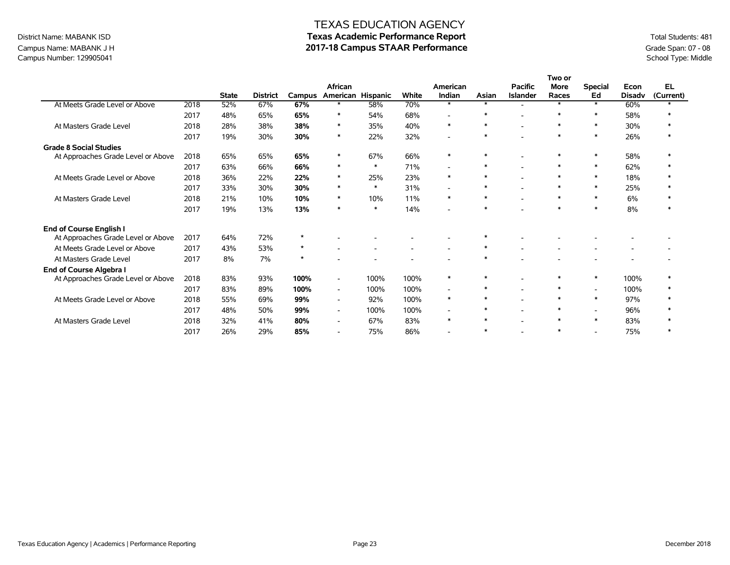# TEXAS EDUCATION AGENCY
## Texas Academic Performance Report
## 2017-18 Campus STAAR Performance

District Name: MABANK ISD
Campus Name: MABANK J H
Campus Number: 129905041

Total Students: 481
Grade Span: 07 - 08
School Type: Middle

| | | State | District | Campus | African American | Hispanic | White | American Indian | Asian | Pacific Islander | Two or More Races | Special Ed | Econ Disadv | EL (Current) |
|---|---|---|---|---|---|---|---|---|---|---|---|---|---|---|
| At Meets Grade Level or Above | 2018 | 52% | 67% | **67%** | * | 58% | 70% | * | * | - | * | * | 60% | * |
| | 2017 | 48% | 65% | **65%** | * | 54% | 68% | - | * | - | * | * | 58% | * |
| At Masters Grade Level | 2018 | 28% | 38% | **38%** | * | 35% | 40% | * | * | - | * | * | 30% | * |
| | 2017 | 19% | 30% | **30%** | * | 22% | 32% | - | * | - | * | * | 26% | * |
| **Grade 8 Social Studies** | | | | | | | | | | | | | | |
| At Approaches Grade Level or Above | 2018 | 65% | 65% | **65%** | * | 67% | 66% | * | * | - | * | * | 58% | * |
| | 2017 | 63% | 66% | **66%** | * | * | 71% | - | * | - | * | * | 62% | * |
| At Meets Grade Level or Above | 2018 | 36% | 22% | **22%** | * | 25% | 23% | * | * | - | * | * | 18% | * |
| | 2017 | 33% | 30% | **30%** | * | * | 31% | - | * | - | * | * | 25% | * |
| At Masters Grade Level | 2018 | 21% | 10% | **10%** | * | 10% | 11% | * | * | - | * | * | 6% | * |
| | 2017 | 19% | 13% | **13%** | * | * | 14% | - | * | - | * | * | 8% | * |
| **End of Course English I** | | | | | | | | | | | | | | |
| At Approaches Grade Level or Above | 2017 | 64% | 72% | * | - | - | - | - | * | - | - | - | - | - |
| At Meets Grade Level or Above | 2017 | 43% | 53% | * | - | - | - | - | * | - | - | - | - | - |
| At Masters Grade Level | 2017 | 8% | 7% | * | - | - | - | - | * | - | - | - | - | - |
| **End of Course Algebra I** | | | | | | | | | | | | | | |
| At Approaches Grade Level or Above | 2018 | 83% | 93% | **100%** | - | 100% | 100% | * | * | - | * | * | 100% | * |
| | 2017 | 83% | 89% | **100%** | - | 100% | 100% | - | * | - | * | - | 100% | * |
| At Meets Grade Level or Above | 2018 | 55% | 69% | **99%** | - | 92% | 100% | * | * | - | * | * | 97% | * |
| | 2017 | 48% | 50% | **99%** | - | 100% | 100% | - | * | - | * | - | 96% | * |
| At Masters Grade Level | 2018 | 32% | 41% | **80%** | - | 67% | 83% | * | * | - | * | * | 83% | * |
| | 2017 | 26% | 29% | **85%** | - | 75% | 86% | - | * | - | * | - | 75% | * |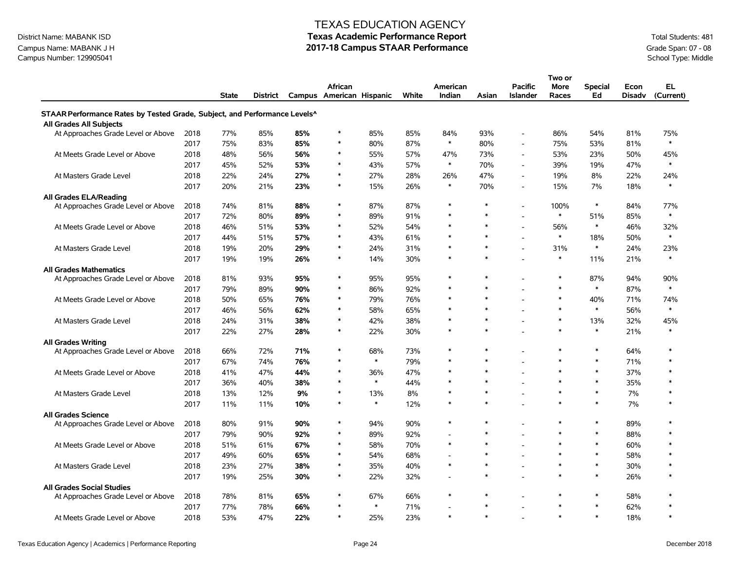District Name: MABANK ISD
Campus Name: MABANK J H
Campus Number: 129905041

# TEXAS EDUCATION AGENCY
## Texas Academic Performance Report
## 2017-18 Campus STAAR Performance

Total Students: 481
Grade Span: 07 - 08
School Type: Middle

| | | State | District | Campus | African American | Hispanic | White | American Indian | Asian | Pacific Islander | Two or More Races | Special Ed | Econ Disadv | EL (Current) |
|---|---|---|---|---|---|---|---|---|---|---|---|---|---|---|
| **STAAR Performance Rates by Tested Grade, Subject, and Performance Levels^** | | | | | | | | | | | | | | |
| **All Grades All Subjects** | | | | | | | | | | | | | | |
| At Approaches Grade Level or Above | 2018 | 77% | 85% | **85%** | * | 85% | 85% | 84% | 93% | - | 86% | 54% | 81% | 75% |
| | 2017 | 75% | 83% | **85%** | * | 80% | 87% | * | 80% | - | 75% | 53% | 81% | * |
| At Meets Grade Level or Above | 2018 | 48% | 56% | **56%** | * | 55% | 57% | 47% | 73% | - | 53% | 23% | 50% | 45% |
| | 2017 | 45% | 52% | **53%** | * | 43% | 57% | * | 70% | - | 39% | 19% | 47% | * |
| At Masters Grade Level | 2018 | 22% | 24% | **27%** | * | 27% | 28% | 26% | 47% | - | 19% | 8% | 22% | 24% |
| | 2017 | 20% | 21% | **23%** | * | 15% | 26% | * | 70% | - | 15% | 7% | 18% | * |
| **All Grades ELA/Reading** | | | | | | | | | | | | | | |
| At Approaches Grade Level or Above | 2018 | 74% | 81% | **88%** | * | 87% | 87% | * | * | - | 100% | * | 84% | 77% |
| | 2017 | 72% | 80% | **89%** | * | 89% | 91% | * | * | - | * | 51% | 85% | * |
| At Meets Grade Level or Above | 2018 | 46% | 51% | **53%** | * | 52% | 54% | * | * | - | 56% | * | 46% | 32% |
| | 2017 | 44% | 51% | **57%** | * | 43% | 61% | * | * | - | * | 18% | 50% | * |
| At Masters Grade Level | 2018 | 19% | 20% | **29%** | * | 24% | 31% | * | * | - | 31% | * | 24% | 23% |
| | 2017 | 19% | 19% | **26%** | * | 14% | 30% | * | * | - | * | 11% | 21% | * |
| **All Grades Mathematics** | | | | | | | | | | | | | | |
| At Approaches Grade Level or Above | 2018 | 81% | 93% | **95%** | * | 95% | 95% | * | * | - | * | 87% | 94% | 90% |
| | 2017 | 79% | 89% | **90%** | * | 86% | 92% | * | * | - | * | * | 87% | * |
| At Meets Grade Level or Above | 2018 | 50% | 65% | **76%** | * | 79% | 76% | * | * | - | * | 40% | 71% | 74% |
| | 2017 | 46% | 56% | **62%** | * | 58% | 65% | * | * | - | * | * | 56% | * |
| At Masters Grade Level | 2018 | 24% | 31% | **38%** | * | 42% | 38% | * | * | - | * | 13% | 32% | 45% |
| | 2017 | 22% | 27% | **28%** | * | 22% | 30% | * | * | - | * | * | 21% | * |
| **All Grades Writing** | | | | | | | | | | | | | | |
| At Approaches Grade Level or Above | 2018 | 66% | 72% | **71%** | * | 68% | 73% | * | * | - | * | * | 64% | * |
| | 2017 | 67% | 74% | **76%** | * | * | 79% | * | * | - | * | * | 71% | * |
| At Meets Grade Level or Above | 2018 | 41% | 47% | **44%** | * | 36% | 47% | * | * | - | * | * | 37% | * |
| | 2017 | 36% | 40% | **38%** | * | * | 44% | * | * | - | * | * | 35% | * |
| At Masters Grade Level | 2018 | 13% | 12% | **9%** | * | 13% | 8% | * | * | - | * | * | 7% | * |
| | 2017 | 11% | 11% | **10%** | * | * | 12% | * | * | - | * | * | 7% | * |
| **All Grades Science** | | | | | | | | | | | | | | |
| At Approaches Grade Level or Above | 2018 | 80% | 91% | **90%** | * | 94% | 90% | * | * | - | * | * | 89% | * |
| | 2017 | 79% | 90% | **92%** | * | 89% | 92% | - | * | - | * | * | 88% | * |
| At Meets Grade Level or Above | 2018 | 51% | 61% | **67%** | * | 58% | 70% | * | * | - | * | * | 60% | * |
| | 2017 | 49% | 60% | **65%** | * | 54% | 68% | - | * | - | * | * | 58% | * |
| At Masters Grade Level | 2018 | 23% | 27% | **38%** | * | 35% | 40% | * | * | - | * | * | 30% | * |
| | 2017 | 19% | 25% | **30%** | * | 22% | 32% | - | * | - | * | * | 26% | * |
| **All Grades Social Studies** | | | | | | | | | | | | | | |
| At Approaches Grade Level or Above | 2018 | 78% | 81% | **65%** | * | 67% | 66% | * | * | - | * | * | 58% | * |
| | 2017 | 77% | 78% | **66%** | * | * | 71% | - | * | - | * | * | 62% | * |
| At Meets Grade Level or Above | 2018 | 53% | 47% | **22%** | * | 25% | 23% | * | * | - | * | * | 18% | * |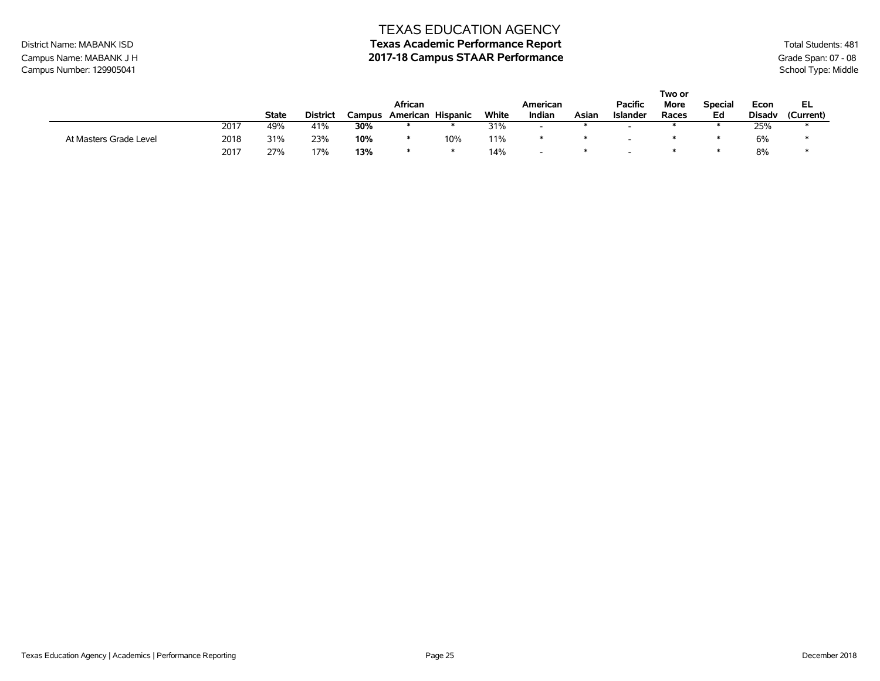TEXAS EDUCATION AGENCY

District Name: MABANK ISD
Campus Name: MABANK J H
Campus Number: 129905041

**Texas Academic Performance Report**
**2017-18 Campus STAAR Performance**

Total Students: 481
Grade Span: 07 - 08
School Type: Middle

| | | State | District | Campus | African American | Hispanic | White | American Indian | Asian | Pacific Islander | Two or More Races | Special Ed | Econ Disadv | EL (Current) |
|---|---|---|---|---|---|---|---|---|---|---|---|---|---|---|
| | 2017 | 49% | 41% | **30%** | * | * | 31% | - | * | - | * | * | 25% | * |
| At Masters Grade Level | 2018 | 31% | 23% | **10%** | * | 10% | 11% | * | * | - | * | * | 6% | * |
| | 2017 | 27% | 17% | **13%** | * | * | 14% | - | * | - | * | * | 8% | * |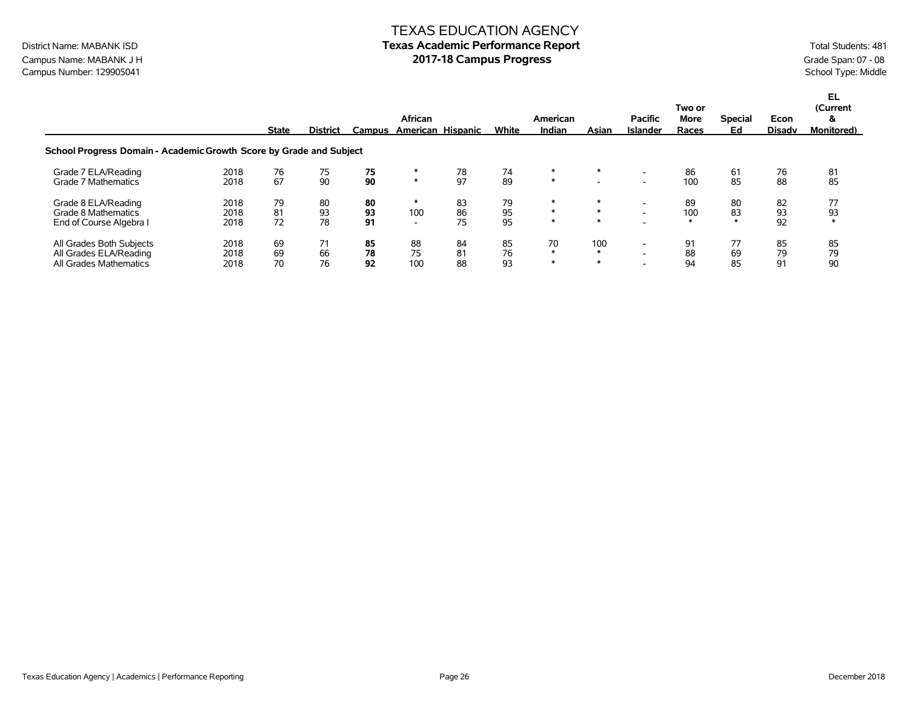# TEXAS EDUCATION AGENCY

## Texas Academic Performance Report

## 2017-18 Campus Progress

District Name: MABANK ISD
Campus Name: MABANK J H
Campus Number: 129905041

Total Students: 481
Grade Span: 07 - 08
School Type: Middle

| | | State | District | Campus | African American | Hispanic | White | American Indian | Asian | Pacific Islander | Two or More Races | Special Ed | Econ Disadv | EL (Current & Monitored) |
|---|---|---|---|---|---|---|---|---|---|---|---|---|---|---|
| **School Progress Domain - Academic Growth Score by Grade and Subject** | | | | | | | | | | | | | | |
| Grade 7 ELA/Reading | 2018 | 76 | 75 | **75** | * | 78 | 74 | * | * | - | 86 | 61 | 76 | 81 |
| Grade 7 Mathematics | 2018 | 67 | 90 | **90** | * | 97 | 89 | * | - | - | 100 | 85 | 88 | 85 |
| Grade 8 ELA/Reading | 2018 | 79 | 80 | **80** | * | 83 | 79 | * | * | - | 89 | 80 | 82 | 77 |
| Grade 8 Mathematics | 2018 | 81 | 93 | **93** | 100 | 86 | 95 | * | * | - | 100 | 83 | 93 | 93 |
| End of Course Algebra I | 2018 | 72 | 78 | **91** | - | 75 | 95 | * | * | - | * | * | 92 | * |
| All Grades Both Subjects | 2018 | 69 | 71 | **85** | 88 | 84 | 85 | 70 | 100 | - | 91 | 77 | 85 | 85 |
| All Grades ELA/Reading | 2018 | 69 | 66 | **78** | 75 | 81 | 76 | * | * | - | 88 | 69 | 79 | 79 |
| All Grades Mathematics | 2018 | 70 | 76 | **92** | 100 | 88 | 93 | * | * | - | 94 | 85 | 91 | 90 |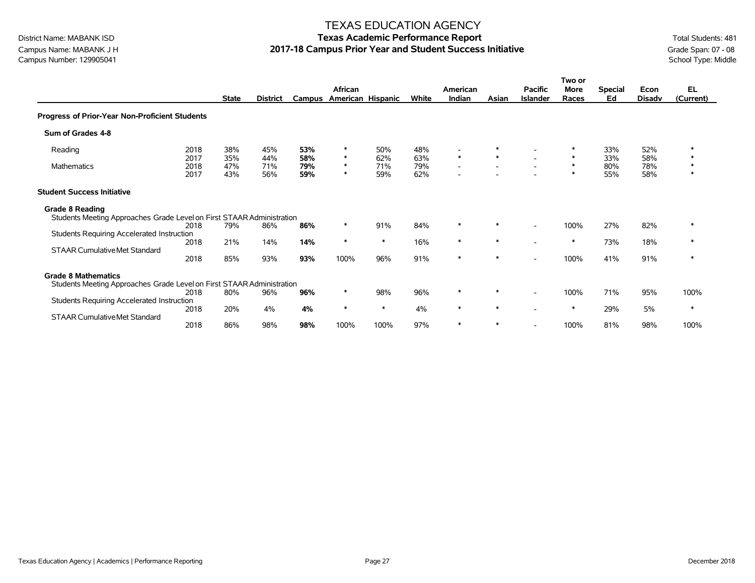# TEXAS EDUCATION AGENCY

## Texas Academic Performance Report

## 2017-18 Campus Prior Year and Student Success Initiative

District Name: MABANK ISD
Campus Name: MABANK J H
Campus Number: 129905041

Total Students: 481
Grade Span: 07 - 08
School Type: Middle

| | | State | District | Campus | African American | Hispanic | White | American Indian | Asian | Pacific Islander | Two or More Races | Special Ed | Econ Disadv | EL (Current) |
|---|---|---|---|---|---|---|---|---|---|---|---|---|---|---|
| **Progress of Prior-Year Non-Proficient Students** | | | | | | | | | | | | | | |
| **Sum of Grades 4-8** | | | | | | | | | | | | | | |
| Reading | 2018 | 38% | 45% | **53%** | * | 50% | 48% | - | * | - | * | 33% | 52% | * |
| | 2017 | 35% | 44% | **58%** | * | 62% | 63% | * | * | - | * | 33% | 58% | * |
| Mathematics | 2018 | 47% | 71% | **79%** | * | 71% | 79% | - | - | - | * | 80% | 78% | * |
| | 2017 | 43% | 56% | **59%** | * | 59% | 62% | - | - | - | * | 55% | 58% | * |
| **Student Success Initiative** | | | | | | | | | | | | | | |
| **Grade 8 Reading** | | | | | | | | | | | | | | |
| Students Meeting Approaches Grade Level on First STAAR Administration | 2018 | 79% | 86% | **86%** | * | 91% | 84% | * | * | - | 100% | 27% | 82% | * |
| Students Requiring Accelerated Instruction | 2018 | 21% | 14% | **14%** | * | * | 16% | * | * | - | * | 73% | 18% | * |
| STAAR Cumulative Met Standard | 2018 | 85% | 93% | **93%** | 100% | 96% | 91% | * | * | - | 100% | 41% | 91% | * |
| **Grade 8 Mathematics** | | | | | | | | | | | | | | |
| Students Meeting Approaches Grade Level on First STAAR Administration | 2018 | 80% | 96% | **96%** | * | 98% | 96% | * | * | - | 100% | 71% | 95% | 100% |
| Students Requiring Accelerated Instruction | 2018 | 20% | 4% | **4%** | * | * | 4% | * | * | - | * | 29% | 5% | * |
| STAAR Cumulative Met Standard | 2018 | 86% | 98% | **98%** | 100% | 100% | 97% | * | * | - | 100% | 81% | 98% | 100% |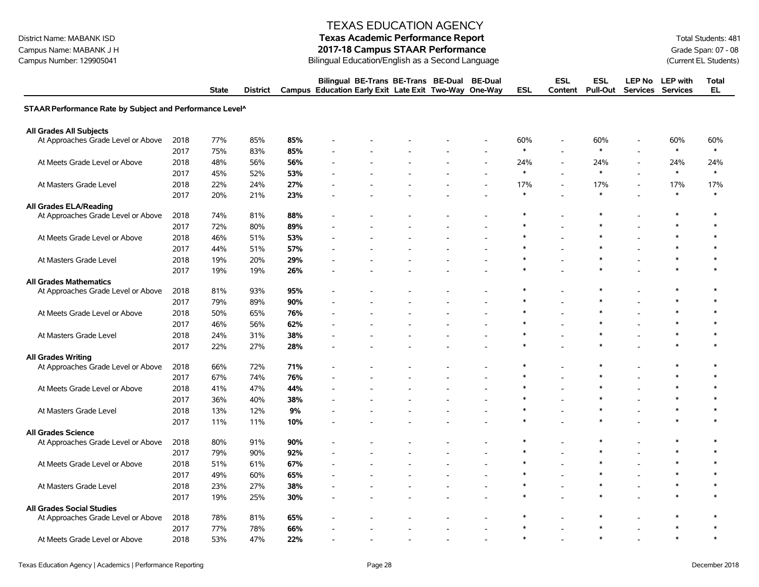# TEXAS EDUCATION AGENCY
## Texas Academic Performance Report
## 2017-18 Campus STAAR Performance
Bilingual Education/English as a Second Language

District Name: MABANK ISD
Campus Name: MABANK J H
Campus Number: 129905041

Total Students: 481
Grade Span: 07 - 08
(Current EL Students)

| | | State | District | Campus | Bilingual Education | BE-Trans Early Exit | BE-Trans Late Exit | BE-Dual Two-Way | BE-Dual One-Way | ESL | ESL Content | ESL Pull-Out | LEP No Services | LEP with Services | Total EL |
|---|---|---|---|---|---|---|---|---|---|---|---|---|---|---|---|
| **STAAR Performance Rate by Subject and Performance Level^** | | | | | | | | | | | | | | | |
| **All Grades All Subjects** | | | | | | | | | | | | | | | |
| At Approaches Grade Level or Above | 2018 | 77% | 85% | **85%** | - | - | - | - | - | 60% | - | 60% | - | 60% | 60% |
| | 2017 | 75% | 83% | **85%** | - | - | - | - | - | * | - | * | - | * | * |
| At Meets Grade Level or Above | 2018 | 48% | 56% | **56%** | - | - | - | - | - | 24% | - | 24% | - | 24% | 24% |
| | 2017 | 45% | 52% | **53%** | - | - | - | - | - | * | - | * | - | * | * |
| At Masters Grade Level | 2018 | 22% | 24% | **27%** | - | - | - | - | - | 17% | - | 17% | - | 17% | 17% |
| | 2017 | 20% | 21% | **23%** | - | - | - | - | - | * | - | * | - | * | * |
| **All Grades ELA/Reading** | | | | | | | | | | | | | | | |
| At Approaches Grade Level or Above | 2018 | 74% | 81% | **88%** | - | - | - | - | - | * | - | * | - | * | * |
| | 2017 | 72% | 80% | **89%** | - | - | - | - | - | * | - | * | - | * | * |
| At Meets Grade Level or Above | 2018 | 46% | 51% | **53%** | - | - | - | - | - | * | - | * | - | * | * |
| | 2017 | 44% | 51% | **57%** | - | - | - | - | - | * | - | * | - | * | * |
| At Masters Grade Level | 2018 | 19% | 20% | **29%** | - | - | - | - | - | * | - | * | - | * | * |
| | 2017 | 19% | 19% | **26%** | - | - | - | - | - | * | - | * | - | * | * |
| **All Grades Mathematics** | | | | | | | | | | | | | | | |
| At Approaches Grade Level or Above | 2018 | 81% | 93% | **95%** | - | - | - | - | - | * | - | * | - | * | * |
| | 2017 | 79% | 89% | **90%** | - | - | - | - | - | * | - | * | - | * | * |
| At Meets Grade Level or Above | 2018 | 50% | 65% | **76%** | - | - | - | - | - | * | - | * | - | * | * |
| | 2017 | 46% | 56% | **62%** | - | - | - | - | - | * | - | * | - | * | * |
| At Masters Grade Level | 2018 | 24% | 31% | **38%** | - | - | - | - | - | * | - | * | - | * | * |
| | 2017 | 22% | 27% | **28%** | - | - | - | - | - | * | - | * | - | * | * |
| **All Grades Writing** | | | | | | | | | | | | | | | |
| At Approaches Grade Level or Above | 2018 | 66% | 72% | **71%** | - | - | - | - | - | * | - | * | - | * | * |
| | 2017 | 67% | 74% | **76%** | - | - | - | - | - | * | - | * | - | * | * |
| At Meets Grade Level or Above | 2018 | 41% | 47% | **44%** | - | - | - | - | - | * | - | * | - | * | * |
| | 2017 | 36% | 40% | **38%** | - | - | - | - | - | * | - | * | - | * | * |
| At Masters Grade Level | 2018 | 13% | 12% | **9%** | - | - | - | - | - | * | - | * | - | * | * |
| | 2017 | 11% | 11% | **10%** | - | - | - | - | - | * | - | * | - | * | * |
| **All Grades Science** | | | | | | | | | | | | | | | |
| At Approaches Grade Level or Above | 2018 | 80% | 91% | **90%** | - | - | - | - | - | * | - | * | - | * | * |
| | 2017 | 79% | 90% | **92%** | - | - | - | - | - | * | - | * | - | * | * |
| At Meets Grade Level or Above | 2018 | 51% | 61% | **67%** | - | - | - | - | - | * | - | * | - | * | * |
| | 2017 | 49% | 60% | **65%** | - | - | - | - | - | * | - | * | - | * | * |
| At Masters Grade Level | 2018 | 23% | 27% | **38%** | - | - | - | - | - | * | - | * | - | * | * |
| | 2017 | 19% | 25% | **30%** | - | - | - | - | - | * | - | * | - | * | * |
| **All Grades Social Studies** | | | | | | | | | | | | | | | |
| At Approaches Grade Level or Above | 2018 | 78% | 81% | **65%** | - | - | - | - | - | * | - | * | - | * | * |
| | 2017 | 77% | 78% | **66%** | - | - | - | - | - | * | - | * | - | * | * |
| At Meets Grade Level or Above | 2018 | 53% | 47% | **22%** | - | - | - | - | - | * | - | * | - | * | * |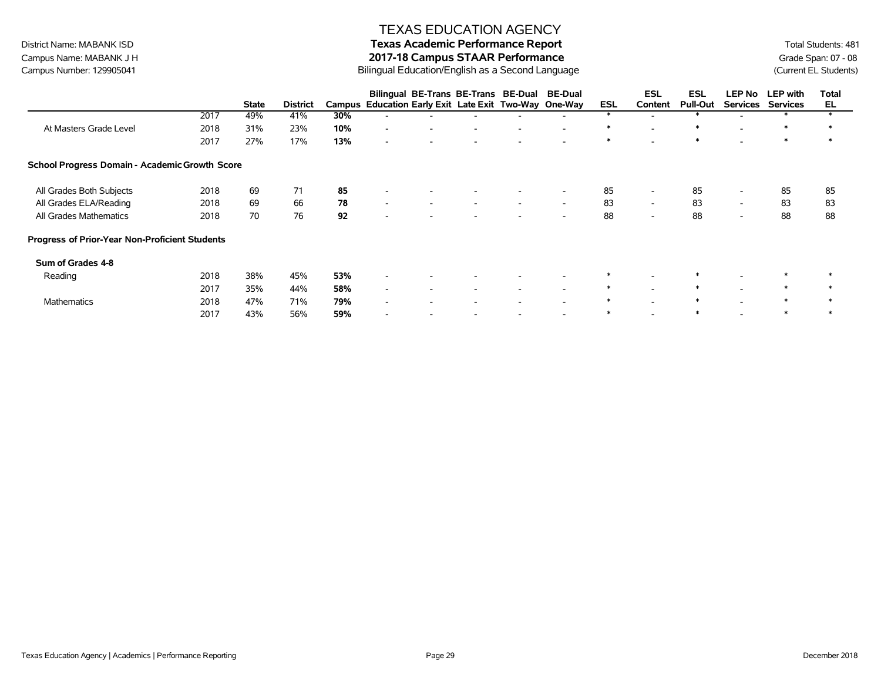# TEXAS EDUCATION AGENCY

District Name: MABANK ISD
Campus Name: MABANK J H
Campus Number: 129905041

**Texas Academic Performance Report**
**2017-18 Campus STAAR Performance**
Bilingual Education/English as a Second Language

Total Students: 481
Grade Span: 07 - 08
(Current EL Students)

| | | State | District | Campus | Bilingual Education | BE-Trans Early Exit | BE-Trans Late Exit | BE-Dual Two-Way | BE-Dual One-Way | ESL | ESL Content | ESL Pull-Out | LEP No Services | LEP with Services | Total EL |
|---|---|---|---|---|---|---|---|---|---|---|---|---|---|---|---|
| | 2017 | 49% | 41% | **30%** | - | - | - | - | - | * | - | * | - | * | * |
| At Masters Grade Level | 2018 | 31% | 23% | **10%** | - | - | - | - | - | * | - | * | - | * | * |
| | 2017 | 27% | 17% | **13%** | - | - | - | - | - | * | - | * | - | * | * |
| **School Progress Domain - Academic Growth Score** | | | | | | | | | | | | | | | |
| All Grades Both Subjects | 2018 | 69 | 71 | **85** | - | - | - | - | - | 85 | - | 85 | - | 85 | 85 |
| All Grades ELA/Reading | 2018 | 69 | 66 | **78** | - | - | - | - | - | 83 | - | 83 | - | 83 | 83 |
| All Grades Mathematics | 2018 | 70 | 76 | **92** | - | - | - | - | - | 88 | - | 88 | - | 88 | 88 |
| **Progress of Prior-Year Non-Proficient Students** | | | | | | | | | | | | | | | |
| **Sum of Grades 4-8** | | | | | | | | | | | | | | | |
| Reading | 2018 | 38% | 45% | **53%** | - | - | - | - | - | * | - | * | - | * | * |
| | 2017 | 35% | 44% | **58%** | - | - | - | - | - | * | - | * | - | * | * |
| Mathematics | 2018 | 47% | 71% | **79%** | - | - | - | - | - | * | - | * | - | * | * |
| | 2017 | 43% | 56% | **59%** | - | - | - | - | - | * | - | * | - | * | * |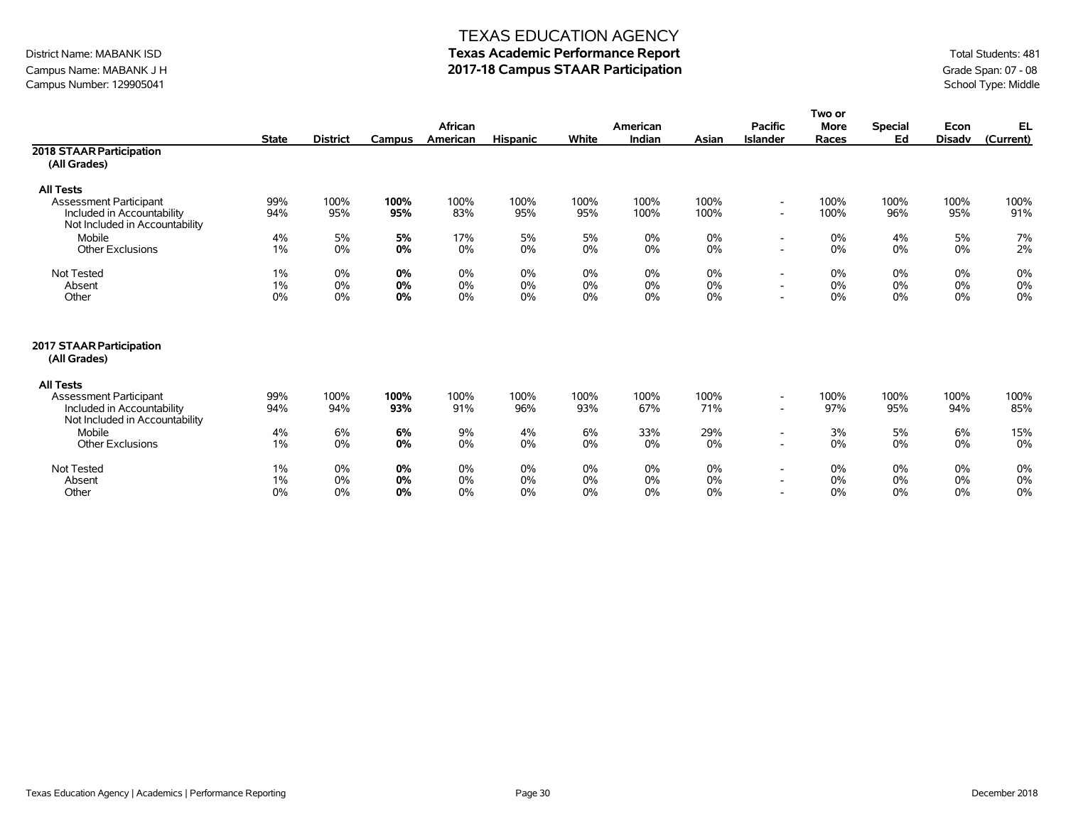# TEXAS EDUCATION AGENCY

## Texas Academic Performance Report

## 2017-18 Campus STAAR Participation

District Name: MABANK ISD
Campus Name: MABANK J H
Campus Number: 129905041

Total Students: 481
Grade Span: 07 - 08
School Type: Middle

| | State | District | Campus | African American | Hispanic | White | American Indian | Asian | Pacific Islander | Two or More Races | Special Ed | Econ Disadv | EL (Current) |
|---|---|---|---|---|---|---|---|---|---|---|---|---|---|
| **2018 STAAR Participation (All Grades)** | | | | | | | | | | | | | |
| **All Tests** | | | | | | | | | | | | | |
| Assessment Participant | 99% | 100% | **100%** | 100% | 100% | 100% | 100% | 100% | - | 100% | 100% | 100% | 100% |
| Included in Accountability | 94% | 95% | **95%** | 83% | 95% | 95% | 100% | 100% | - | 100% | 96% | 95% | 91% |
| Not Included in Accountability | | | | | | | | | | | | | |
| Mobile | 4% | 5% | **5%** | 17% | 5% | 5% | 0% | 0% | - | 0% | 4% | 5% | 7% |
| Other Exclusions | 1% | 0% | **0%** | 0% | 0% | 0% | 0% | 0% | - | 0% | 0% | 0% | 2% |
| Not Tested | 1% | 0% | **0%** | 0% | 0% | 0% | 0% | 0% | - | 0% | 0% | 0% | 0% |
| Absent | 1% | 0% | **0%** | 0% | 0% | 0% | 0% | 0% | - | 0% | 0% | 0% | 0% |
| Other | 0% | 0% | **0%** | 0% | 0% | 0% | 0% | 0% | - | 0% | 0% | 0% | 0% |
| **2017 STAAR Participation (All Grades)** | | | | | | | | | | | | | |
| **All Tests** | | | | | | | | | | | | | |
| Assessment Participant | 99% | 100% | **100%** | 100% | 100% | 100% | 100% | 100% | - | 100% | 100% | 100% | 100% |
| Included in Accountability | 94% | 94% | **93%** | 91% | 96% | 93% | 67% | 71% | - | 97% | 95% | 94% | 85% |
| Not Included in Accountability | | | | | | | | | | | | | |
| Mobile | 4% | 6% | **6%** | 9% | 4% | 6% | 33% | 29% | - | 3% | 5% | 6% | 15% |
| Other Exclusions | 1% | 0% | **0%** | 0% | 0% | 0% | 0% | 0% | - | 0% | 0% | 0% | 0% |
| Not Tested | 1% | 0% | **0%** | 0% | 0% | 0% | 0% | 0% | - | 0% | 0% | 0% | 0% |
| Absent | 1% | 0% | **0%** | 0% | 0% | 0% | 0% | 0% | - | 0% | 0% | 0% | 0% |
| Other | 0% | 0% | **0%** | 0% | 0% | 0% | 0% | 0% | - | 0% | 0% | 0% | 0% |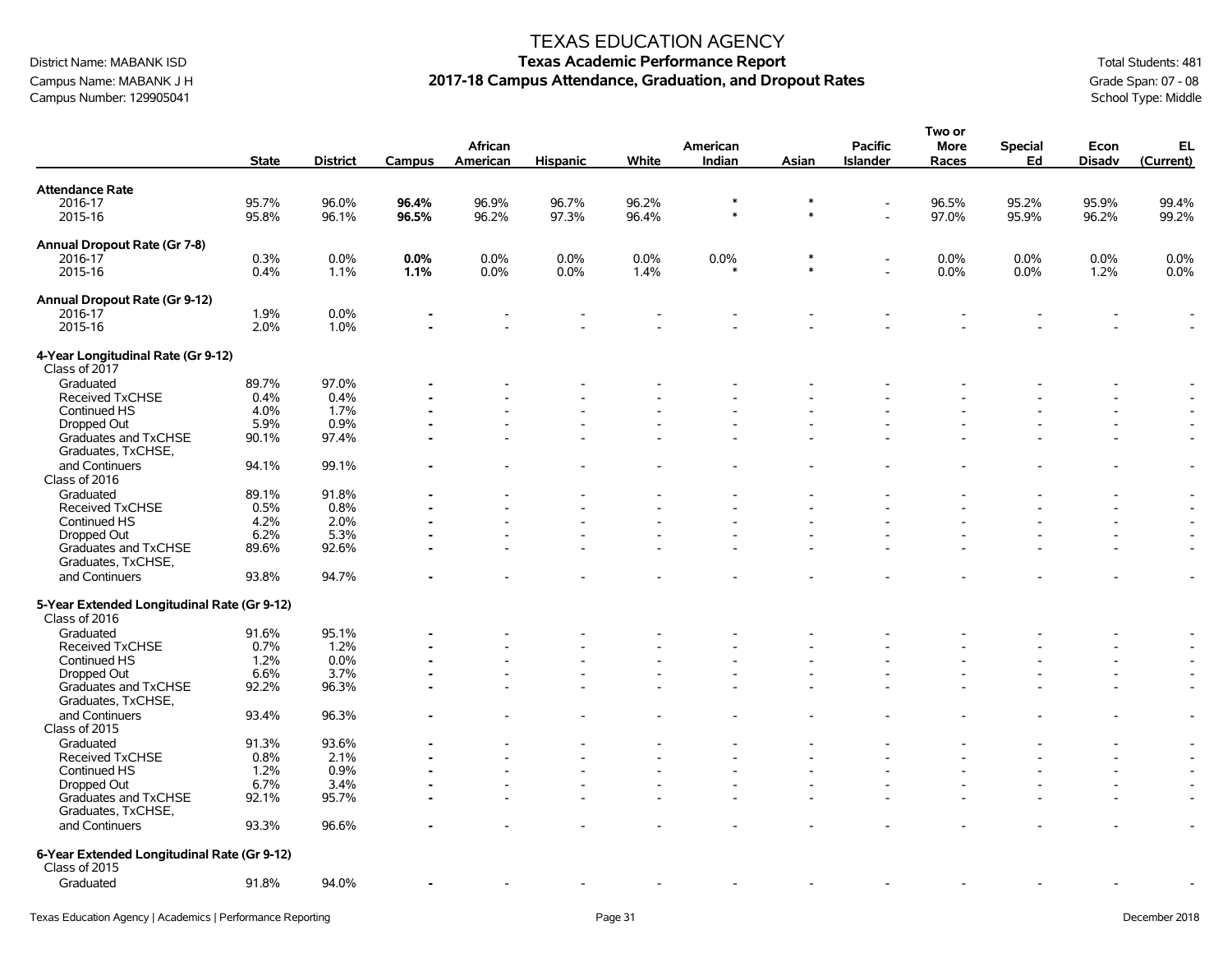# TEXAS EDUCATION AGENCY

## Texas Academic Performance Report

## 2017-18 Campus Attendance, Graduation, and Dropout Rates

District Name: MABANK ISD
Campus Name: MABANK J H
Campus Number: 129905041

Total Students: 481
Grade Span: 07 - 08
School Type: Middle

| | State | District | Campus | African American | Hispanic | White | American Indian | Asian | Pacific Islander | Two or More Races | Special Ed | Econ Disadv | EL (Current) |
|---|---|---|---|---|---|---|---|---|---|---|---|---|---|
| **Attendance Rate** | | | | | | | | | | | | | |
| 2016-17 | 95.7% | 96.0% | **96.4%** | 96.9% | 96.7% | 96.2% | * | * | - | 96.5% | 95.2% | 95.9% | 99.4% |
| 2015-16 | 95.8% | 96.1% | **96.5%** | 96.2% | 97.3% | 96.4% | * | * | - | 97.0% | 95.9% | 96.2% | 99.2% |
| **Annual Dropout Rate (Gr 7-8)** | | | | | | | | | | | | | |
| 2016-17 | 0.3% | 0.0% | **0.0%** | 0.0% | 0.0% | 0.0% | 0.0% | * | - | 0.0% | 0.0% | 0.0% | 0.0% |
| 2015-16 | 0.4% | 1.1% | **1.1%** | 0.0% | 0.0% | 1.4% | * | * | - | 0.0% | 0.0% | 1.2% | 0.0% |
| **Annual Dropout Rate (Gr 9-12)** | | | | | | | | | | | | | |
| 2016-17 | 1.9% | 0.0% | **-** | - | - | - | - | - | - | - | - | - | - |
| 2015-16 | 2.0% | 1.0% | **-** | - | - | - | - | - | - | - | - | - | - |
| **4-Year Longitudinal Rate (Gr 9-12)** | | | | | | | | | | | | | |
| Class of 2017 | | | | | | | | | | | | | |
| Graduated | 89.7% | 97.0% | **-** | - | - | - | - | - | - | - | - | - | - |
| Received TxCHSE | 0.4% | 0.4% | **-** | - | - | - | - | - | - | - | - | - | - |
| Continued HS | 4.0% | 1.7% | **-** | - | - | - | - | - | - | - | - | - | - |
| Dropped Out | 5.9% | 0.9% | **-** | - | - | - | - | - | - | - | - | - | - |
| Graduates and TxCHSE | 90.1% | 97.4% | **-** | - | - | - | - | - | - | - | - | - | - |
| Graduates, TxCHSE, and Continuers | 94.1% | 99.1% | **-** | - | - | - | - | - | - | - | - | - | - |
| Class of 2016 | | | | | | | | | | | | | |
| Graduated | 89.1% | 91.8% | **-** | - | - | - | - | - | - | - | - | - | - |
| Received TxCHSE | 0.5% | 0.8% | **-** | - | - | - | - | - | - | - | - | - | - |
| Continued HS | 4.2% | 2.0% | **-** | - | - | - | - | - | - | - | - | - | - |
| Dropped Out | 6.2% | 5.3% | **-** | - | - | - | - | - | - | - | - | - | - |
| Graduates and TxCHSE | 89.6% | 92.6% | **-** | - | - | - | - | - | - | - | - | - | - |
| Graduates, TxCHSE, and Continuers | 93.8% | 94.7% | **-** | - | - | - | - | - | - | - | - | - | - |
| **5-Year Extended Longitudinal Rate (Gr 9-12)** | | | | | | | | | | | | | |
| Class of 2016 | | | | | | | | | | | | | |
| Graduated | 91.6% | 95.1% | **-** | - | - | - | - | - | - | - | - | - | - |
| Received TxCHSE | 0.7% | 1.2% | **-** | - | - | - | - | - | - | - | - | - | - |
| Continued HS | 1.2% | 0.0% | **-** | - | - | - | - | - | - | - | - | - | - |
| Dropped Out | 6.6% | 3.7% | **-** | - | - | - | - | - | - | - | - | - | - |
| Graduates and TxCHSE | 92.2% | 96.3% | **-** | - | - | - | - | - | - | - | - | - | - |
| Graduates, TxCHSE, and Continuers | 93.4% | 96.3% | **-** | - | - | - | - | - | - | - | - | - | - |
| Class of 2015 | | | | | | | | | | | | | |
| Graduated | 91.3% | 93.6% | **-** | - | - | - | - | - | - | - | - | - | - |
| Received TxCHSE | 0.8% | 2.1% | **-** | - | - | - | - | - | - | - | - | - | - |
| Continued HS | 1.2% | 0.9% | **-** | - | - | - | - | - | - | - | - | - | - |
| Dropped Out | 6.7% | 3.4% | **-** | - | - | - | - | - | - | - | - | - | - |
| Graduates and TxCHSE | 92.1% | 95.7% | **-** | - | - | - | - | - | - | - | - | - | - |
| Graduates, TxCHSE, and Continuers | 93.3% | 96.6% | **-** | - | - | - | - | - | - | - | - | - | - |
| **6-Year Extended Longitudinal Rate (Gr 9-12)** | | | | | | | | | | | | | |
| Class of 2015 | | | | | | | | | | | | | |
| Graduated | 91.8% | 94.0% | **-** | - | - | - | - | - | - | - | - | - | - |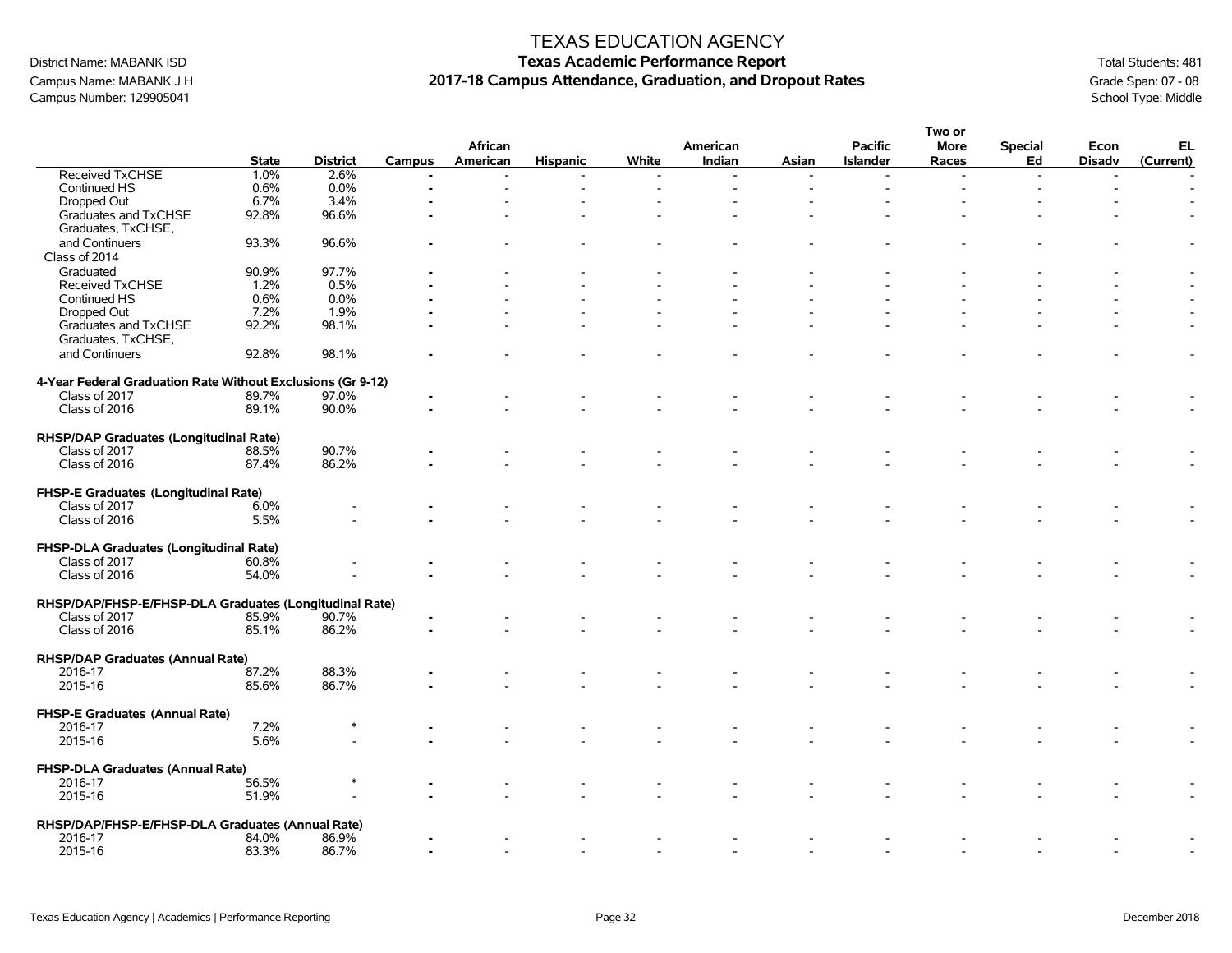# TEXAS EDUCATION AGENCY
## Texas Academic Performance Report
## 2017-18 Campus Attendance, Graduation, and Dropout Rates

District Name: MABANK ISD
Campus Name: MABANK J H
Campus Number: 129905041

Total Students: 481
Grade Span: 07 - 08
School Type: Middle

| | State | District | Campus | African American | Hispanic | White | American Indian | Asian | Pacific Islander | Two or More Races | Special Ed | Econ Disadv | EL (Current) |
|---|---|---|---|---|---|---|---|---|---|---|---|---|---|
| Received TxCHSE | 1.0% | 2.6% | - | - | - | - | - | - | - | - | - | - | - |
| Continued HS | 0.6% | 0.0% | - | - | - | - | - | - | - | - | - | - | - |
| Dropped Out | 6.7% | 3.4% | - | - | - | - | - | - | - | - | - | - | - |
| Graduates and TxCHSE | 92.8% | 96.6% | - | - | - | - | - | - | - | - | - | - | - |
| Graduates, TxCHSE, and Continuers | 93.3% | 96.6% | - | - | - | - | - | - | - | - | - | - | - |
| Class of 2014 | | | | | | | | | | | | | |
| Graduated | 90.9% | 97.7% | - | - | - | - | - | - | - | - | - | - | - |
| Received TxCHSE | 1.2% | 0.5% | - | - | - | - | - | - | - | - | - | - | - |
| Continued HS | 0.6% | 0.0% | - | - | - | - | - | - | - | - | - | - | - |
| Dropped Out | 7.2% | 1.9% | - | - | - | - | - | - | - | - | - | - | - |
| Graduates and TxCHSE | 92.2% | 98.1% | - | - | - | - | - | - | - | - | - | - | - |
| Graduates, TxCHSE, and Continuers | 92.8% | 98.1% | - | - | - | - | - | - | - | - | - | - | - |
| **4-Year Federal Graduation Rate Without Exclusions (Gr 9-12)** | | | | | | | | | | | | | |
| Class of 2017 | 89.7% | 97.0% | - | - | - | - | - | - | - | - | - | - | - |
| Class of 2016 | 89.1% | 90.0% | - | - | - | - | - | - | - | - | - | - | - |
| **RHSP/DAP Graduates (Longitudinal Rate)** | | | | | | | | | | | | | |
| Class of 2017 | 88.5% | 90.7% | - | - | - | - | - | - | - | - | - | - | - |
| Class of 2016 | 87.4% | 86.2% | - | - | - | - | - | - | - | - | - | - | - |
| **FHSP-E Graduates (Longitudinal Rate)** | | | | | | | | | | | | | |
| Class of 2017 | 6.0% | - | - | - | - | - | - | - | - | - | - | - | - |
| Class of 2016 | 5.5% | - | - | - | - | - | - | - | - | - | - | - | - |
| **FHSP-DLA Graduates (Longitudinal Rate)** | | | | | | | | | | | | | |
| Class of 2017 | 60.8% | - | - | - | - | - | - | - | - | - | - | - | - |
| Class of 2016 | 54.0% | - | - | - | - | - | - | - | - | - | - | - | - |
| **RHSP/DAP/FHSP-E/FHSP-DLA Graduates (Longitudinal Rate)** | | | | | | | | | | | | | |
| Class of 2017 | 85.9% | 90.7% | - | - | - | - | - | - | - | - | - | - | - |
| Class of 2016 | 85.1% | 86.2% | - | - | - | - | - | - | - | - | - | - | - |
| **RHSP/DAP Graduates (Annual Rate)** | | | | | | | | | | | | | |
| 2016-17 | 87.2% | 88.3% | - | - | - | - | - | - | - | - | - | - | - |
| 2015-16 | 85.6% | 86.7% | - | - | - | - | - | - | - | - | - | - | - |
| **FHSP-E Graduates (Annual Rate)** | | | | | | | | | | | | | |
| 2016-17 | 7.2% | * | - | - | - | - | - | - | - | - | - | - | - |
| 2015-16 | 5.6% | - | - | - | - | - | - | - | - | - | - | - | - |
| **FHSP-DLA Graduates (Annual Rate)** | | | | | | | | | | | | | |
| 2016-17 | 56.5% | * | - | - | - | - | - | - | - | - | - | - | - |
| 2015-16 | 51.9% | - | - | - | - | - | - | - | - | - | - | - | - |
| **RHSP/DAP/FHSP-E/FHSP-DLA Graduates (Annual Rate)** | | | | | | | | | | | | | |
| 2016-17 | 84.0% | 86.9% | - | - | - | - | - | - | - | - | - | - | - |
| 2015-16 | 83.3% | 86.7% | - | - | - | - | - | - | - | - | - | - | - |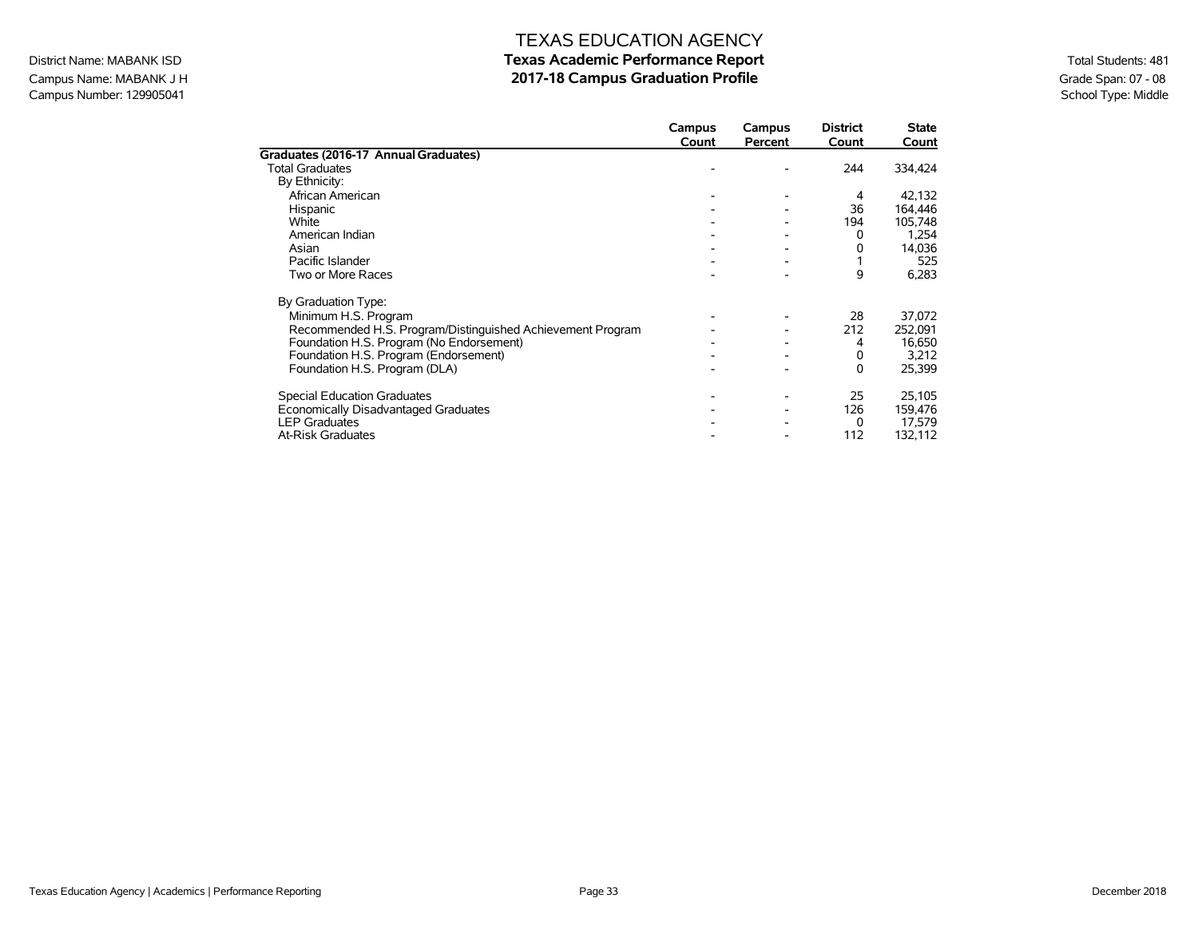# TEXAS EDUCATION AGENCY
## Texas Academic Performance Report
## 2017-18 Campus Graduation Profile

District Name: MABANK ISD
Campus Name: MABANK J H
Campus Number: 129905041

Total Students: 481
Grade Span: 07 - 08
School Type: Middle

| | Campus Count | Campus Percent | District Count | State Count |
|---|---|---|---|---|
| **Graduates (2016-17 Annual Graduates)** | | | | |
| Total Graduates | - | - | 244 | 334,424 |
| By Ethnicity: | | | | |
| African American | - | - | 4 | 42,132 |
| Hispanic | - | - | 36 | 164,446 |
| White | - | - | 194 | 105,748 |
| American Indian | - | - | 0 | 1,254 |
| Asian | - | - | 0 | 14,036 |
| Pacific Islander | - | - | 1 | 525 |
| Two or More Races | - | - | 9 | 6,283 |
| By Graduation Type: | | | | |
| Minimum H.S. Program | - | - | 28 | 37,072 |
| Recommended H.S. Program/Distinguished Achievement Program | - | - | 212 | 252,091 |
| Foundation H.S. Program (No Endorsement) | - | - | 4 | 16,650 |
| Foundation H.S. Program (Endorsement) | - | - | 0 | 3,212 |
| Foundation H.S. Program (DLA) | - | - | 0 | 25,399 |
| Special Education Graduates | - | - | 25 | 25,105 |
| Economically Disadvantaged Graduates | - | - | 126 | 159,476 |
| LEP Graduates | - | - | 0 | 17,579 |
| At-Risk Graduates | - | - | 112 | 132,112 |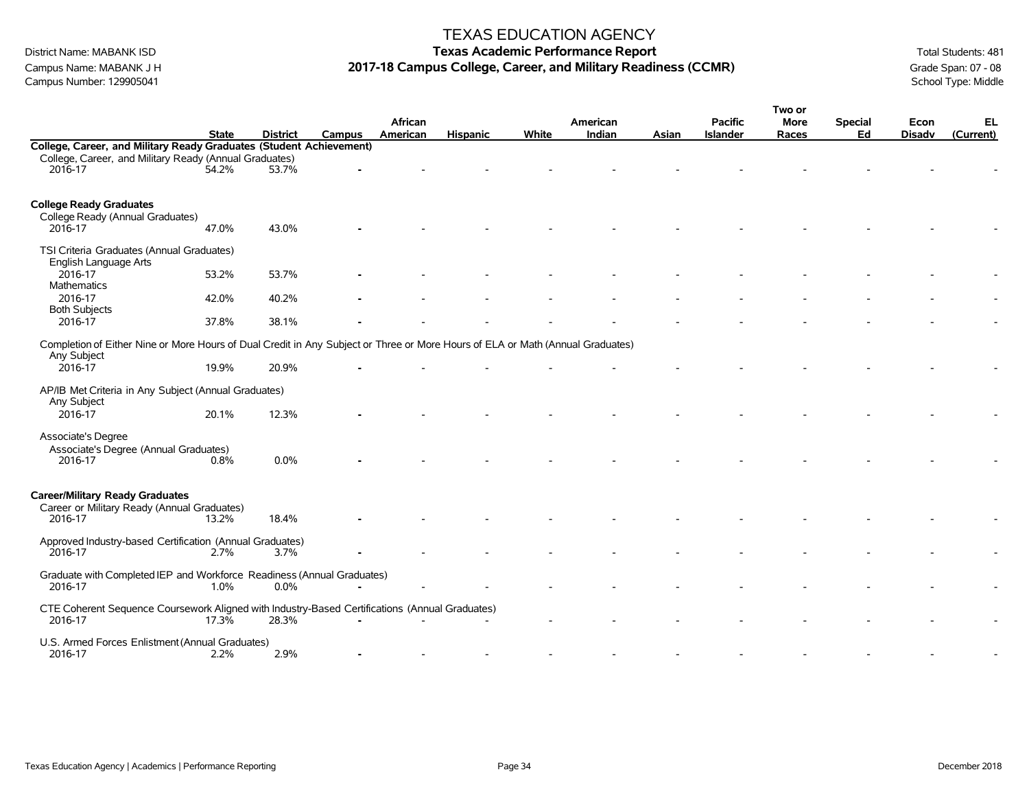# TEXAS EDUCATION AGENCY

## Texas Academic Performance Report

## 2017-18 Campus College, Career, and Military Readiness (CCMR)

District Name: MABANK ISD
Campus Name: MABANK J H
Campus Number: 129905041

Total Students: 481
Grade Span: 07 - 08
School Type: Middle

| | State | District | Campus | African American | Hispanic | White | American Indian | Asian | Pacific Islander | Two or More Races | Special Ed | Econ Disadv | EL (Current) |
|---|---|---|---|---|---|---|---|---|---|---|---|---|---|
| **College, Career, and Military Ready Graduates (Student Achievement)** | | | | | | | | | | | | | |
| College, Career, and Military Ready (Annual Graduates) | | | | | | | | | | | | | |
| 2016-17 | 54.2% | 53.7% | - | - | - | - | - | - | - | - | - | - | - |
| **College Ready Graduates** | | | | | | | | | | | | | |
| College Ready (Annual Graduates) | | | | | | | | | | | | | |
| 2016-17 | 47.0% | 43.0% | - | - | - | - | - | - | - | - | - | - | - |
| TSI Criteria Graduates (Annual Graduates) | | | | | | | | | | | | | |
| English Language Arts | | | | | | | | | | | | | |
| 2016-17 | 53.2% | 53.7% | - | - | - | - | - | - | - | - | - | - | - |
| Mathematics | | | | | | | | | | | | | |
| 2016-17 | 42.0% | 40.2% | - | - | - | - | - | - | - | - | - | - | - |
| Both Subjects | | | | | | | | | | | | | |
| 2016-17 | 37.8% | 38.1% | - | - | - | - | - | - | - | - | - | - | - |
| Completion of Either Nine or More Hours of Dual Credit in Any Subject or Three or More Hours of ELA or Math (Annual Graduates) | | | | | | | | | | | | | |
| Any Subject | | | | | | | | | | | | | |
| 2016-17 | 19.9% | 20.9% | - | - | - | - | - | - | - | - | - | - | - |
| AP/IB Met Criteria in Any Subject (Annual Graduates) | | | | | | | | | | | | | |
| Any Subject | | | | | | | | | | | | | |
| 2016-17 | 20.1% | 12.3% | - | - | - | - | - | - | - | - | - | - | - |
| Associate's Degree | | | | | | | | | | | | | |
| Associate's Degree (Annual Graduates) | | | | | | | | | | | | | |
| 2016-17 | 0.8% | 0.0% | - | - | - | - | - | - | - | - | - | - | - |
| **Career/Military Ready Graduates** | | | | | | | | | | | | | |
| Career or Military Ready (Annual Graduates) | | | | | | | | | | | | | |
| 2016-17 | 13.2% | 18.4% | - | - | - | - | - | - | - | - | - | - | - |
| Approved Industry-based Certification (Annual Graduates) | | | | | | | | | | | | | |
| 2016-17 | 2.7% | 3.7% | - | - | - | - | - | - | - | - | - | - | - |
| Graduate with Completed IEP and Workforce Readiness (Annual Graduates) | | | | | | | | | | | | | |
| 2016-17 | 1.0% | 0.0% | - | - | - | - | - | - | - | - | - | - | - |
| CTE Coherent Sequence Coursework Aligned with Industry-Based Certifications (Annual Graduates) | | | | | | | | | | | | | |
| 2016-17 | 17.3% | 28.3% | - | - | - | - | - | - | - | - | - | - | - |
| U.S. Armed Forces Enlistment (Annual Graduates) | | | | | | | | | | | | | |
| 2016-17 | 2.2% | 2.9% | - | - | - | - | - | - | - | - | - | - | - |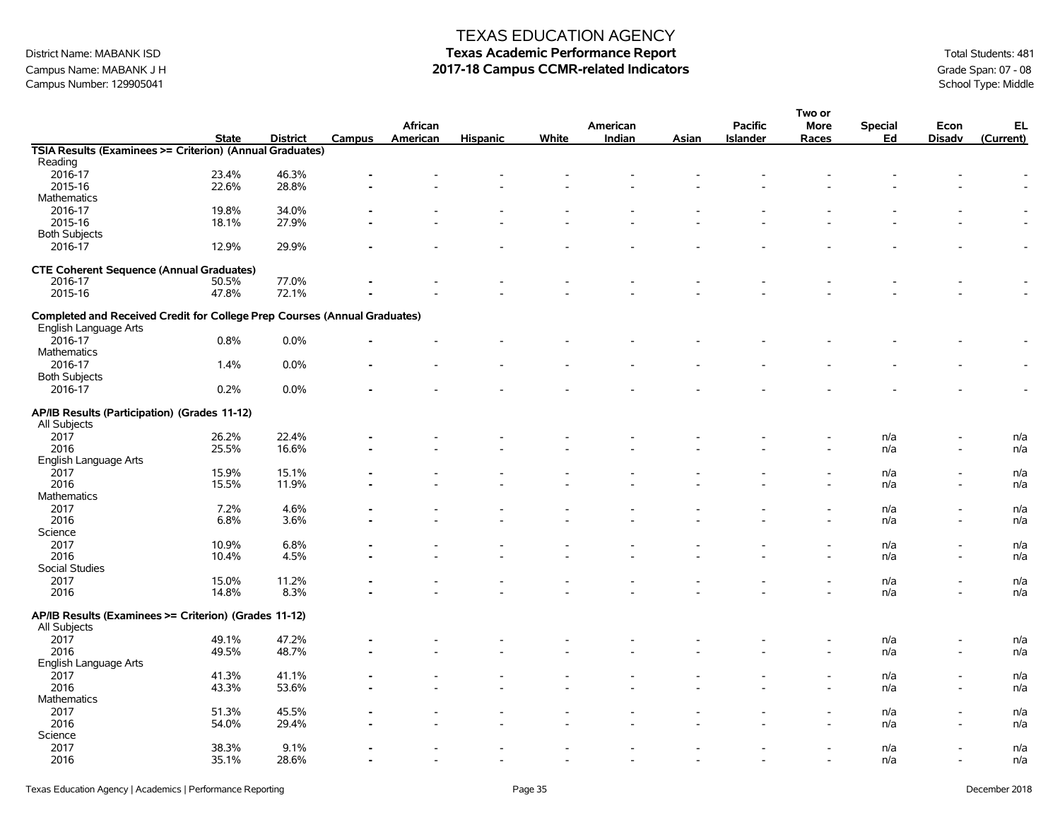# TEXAS EDUCATION AGENCY

## Texas Academic Performance Report

## 2017-18 Campus CCMR-related Indicators

District Name: MABANK ISD
Campus Name: MABANK J H
Campus Number: 129905041

Total Students: 481
Grade Span: 07 - 08
School Type: Middle

| | State | District | Campus | African American | Hispanic | White | American Indian | Asian | Pacific Islander | Two or More Races | Special Ed | Econ Disadv | EL (Current) |
|---|---|---|---|---|---|---|---|---|---|---|---|---|---|
| **TSIA Results (Examinees >= Criterion) (Annual Graduates)** | | | | | | | | | | | | | |
| Reading | | | | | | | | | | | | | |
| 2016-17 | 23.4% | 46.3% | - | - | - | - | - | - | - | - | - | - | - |
| 2015-16 | 22.6% | 28.8% | - | - | - | - | - | - | - | - | - | - | - |
| Mathematics | | | | | | | | | | | | | |
| 2016-17 | 19.8% | 34.0% | - | - | - | - | - | - | - | - | - | - | - |
| 2015-16 | 18.1% | 27.9% | - | - | - | - | - | - | - | - | - | - | - |
| Both Subjects | | | | | | | | | | | | | |
| 2016-17 | 12.9% | 29.9% | - | - | - | - | - | - | - | - | - | - | - |
| **CTE Coherent Sequence (Annual Graduates)** | | | | | | | | | | | | | |
| 2016-17 | 50.5% | 77.0% | - | - | - | - | - | - | - | - | - | - | - |
| 2015-16 | 47.8% | 72.1% | - | - | - | - | - | - | - | - | - | - | - |
| **Completed and Received Credit for College Prep Courses (Annual Graduates)** | | | | | | | | | | | | | |
| English Language Arts | | | | | | | | | | | | | |
| 2016-17 | 0.8% | 0.0% | - | - | - | - | - | - | - | - | - | - | - |
| Mathematics | | | | | | | | | | | | | |
| 2016-17 | 1.4% | 0.0% | - | - | - | - | - | - | - | - | - | - | - |
| Both Subjects | | | | | | | | | | | | | |
| 2016-17 | 0.2% | 0.0% | - | - | - | - | - | - | - | - | - | - | - |
| **AP/IB Results (Participation) (Grades 11-12)** | | | | | | | | | | | | | |
| All Subjects | | | | | | | | | | | | | |
| 2017 | 26.2% | 22.4% | - | - | - | - | - | - | - | - | n/a | - | n/a |
| 2016 | 25.5% | 16.6% | - | - | - | - | - | - | - | - | n/a | - | n/a |
| English Language Arts | | | | | | | | | | | | | |
| 2017 | 15.9% | 15.1% | - | - | - | - | - | - | - | - | n/a | - | n/a |
| 2016 | 15.5% | 11.9% | - | - | - | - | - | - | - | - | n/a | - | n/a |
| Mathematics | | | | | | | | | | | | | |
| 2017 | 7.2% | 4.6% | - | - | - | - | - | - | - | - | n/a | - | n/a |
| 2016 | 6.8% | 3.6% | - | - | - | - | - | - | - | - | n/a | - | n/a |
| Science | | | | | | | | | | | | | |
| 2017 | 10.9% | 6.8% | - | - | - | - | - | - | - | - | n/a | - | n/a |
| 2016 | 10.4% | 4.5% | - | - | - | - | - | - | - | - | n/a | - | n/a |
| Social Studies | | | | | | | | | | | | | |
| 2017 | 15.0% | 11.2% | - | - | - | - | - | - | - | - | n/a | - | n/a |
| 2016 | 14.8% | 8.3% | - | - | - | - | - | - | - | - | n/a | - | n/a |
| **AP/IB Results (Examinees >= Criterion) (Grades 11-12)** | | | | | | | | | | | | | |
| All Subjects | | | | | | | | | | | | | |
| 2017 | 49.1% | 47.2% | - | - | - | - | - | - | - | - | n/a | - | n/a |
| 2016 | 49.5% | 48.7% | - | - | - | - | - | - | - | - | n/a | - | n/a |
| English Language Arts | | | | | | | | | | | | | |
| 2017 | 41.3% | 41.1% | - | - | - | - | - | - | - | - | n/a | - | n/a |
| 2016 | 43.3% | 53.6% | - | - | - | - | - | - | - | - | n/a | - | n/a |
| Mathematics | | | | | | | | | | | | | |
| 2017 | 51.3% | 45.5% | - | - | - | - | - | - | - | - | n/a | - | n/a |
| 2016 | 54.0% | 29.4% | - | - | - | - | - | - | - | - | n/a | - | n/a |
| Science | | | | | | | | | | | | | |
| 2017 | 38.3% | 9.1% | - | - | - | - | - | - | - | - | n/a | - | n/a |
| 2016 | 35.1% | 28.6% | - | - | - | - | - | - | - | - | n/a | - | n/a |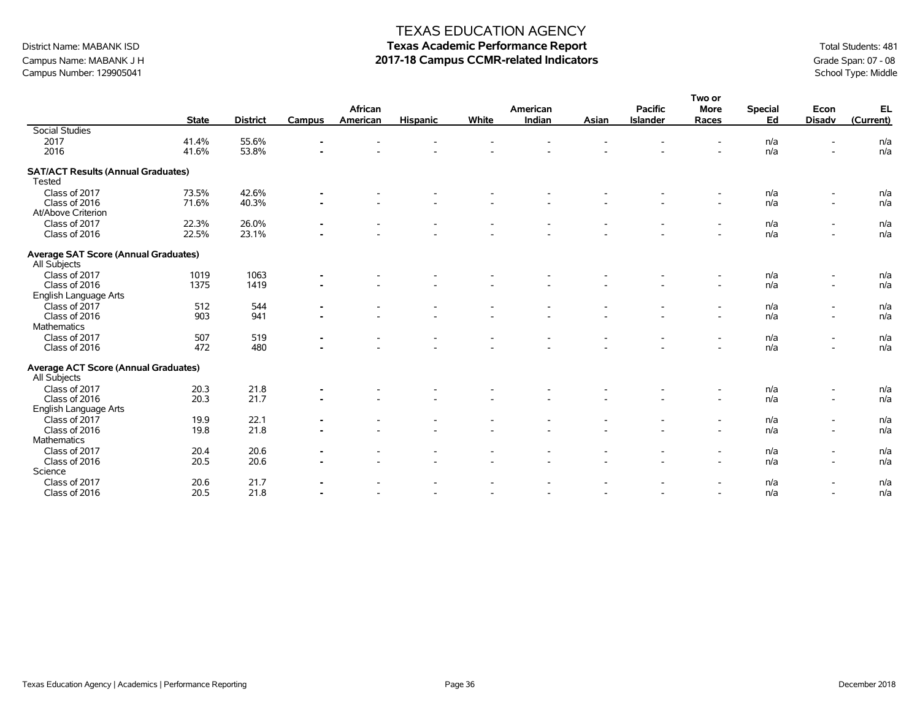TEXAS EDUCATION AGENCY

District Name: MABANK ISD
Campus Name: MABANK J H
Campus Number: 129905041

# Texas Academic Performance Report
## 2017-18 Campus CCMR-related Indicators

Total Students: 481
Grade Span: 07 - 08
School Type: Middle

| | State | District | Campus | African American | Hispanic | White | American Indian | Asian | Pacific Islander | Two or More Races | Special Ed | Econ Disadv | EL (Current) |
|---|---|---|---|---|---|---|---|---|---|---|---|---|---|
| Social Studies | | | | | | | | | | | | | |
| 2017 | 41.4% | 55.6% | - | - | - | - | - | - | - | - | n/a | - | n/a |
| 2016 | 41.6% | 53.8% | - | - | - | - | - | - | - | - | n/a | - | n/a |
| **SAT/ACT Results (Annual Graduates)** | | | | | | | | | | | | | |
| Tested | | | | | | | | | | | | | |
| Class of 2017 | 73.5% | 42.6% | - | - | - | - | - | - | - | - | n/a | - | n/a |
| Class of 2016 | 71.6% | 40.3% | - | - | - | - | - | - | - | - | n/a | - | n/a |
| At/Above Criterion | | | | | | | | | | | | | |
| Class of 2017 | 22.3% | 26.0% | - | - | - | - | - | - | - | - | n/a | - | n/a |
| Class of 2016 | 22.5% | 23.1% | - | - | - | - | - | - | - | - | n/a | - | n/a |
| **Average SAT Score (Annual Graduates)** | | | | | | | | | | | | | |
| All Subjects | | | | | | | | | | | | | |
| Class of 2017 | 1019 | 1063 | - | - | - | - | - | - | - | - | n/a | - | n/a |
| Class of 2016 | 1375 | 1419 | - | - | - | - | - | - | - | - | n/a | - | n/a |
| English Language Arts | | | | | | | | | | | | | |
| Class of 2017 | 512 | 544 | - | - | - | - | - | - | - | - | n/a | - | n/a |
| Class of 2016 | 903 | 941 | - | - | - | - | - | - | - | - | n/a | - | n/a |
| Mathematics | | | | | | | | | | | | | |
| Class of 2017 | 507 | 519 | - | - | - | - | - | - | - | - | n/a | - | n/a |
| Class of 2016 | 472 | 480 | - | - | - | - | - | - | - | - | n/a | - | n/a |
| **Average ACT Score (Annual Graduates)** | | | | | | | | | | | | | |
| All Subjects | | | | | | | | | | | | | |
| Class of 2017 | 20.3 | 21.8 | - | - | - | - | - | - | - | - | n/a | - | n/a |
| Class of 2016 | 20.3 | 21.7 | - | - | - | - | - | - | - | - | n/a | - | n/a |
| English Language Arts | | | | | | | | | | | | | |
| Class of 2017 | 19.9 | 22.1 | - | - | - | - | - | - | - | - | n/a | - | n/a |
| Class of 2016 | 19.8 | 21.8 | - | - | - | - | - | - | - | - | n/a | - | n/a |
| Mathematics | | | | | | | | | | | | | |
| Class of 2017 | 20.4 | 20.6 | - | - | - | - | - | - | - | - | n/a | - | n/a |
| Class of 2016 | 20.5 | 20.6 | - | - | - | - | - | - | - | - | n/a | - | n/a |
| Science | | | | | | | | | | | | | |
| Class of 2017 | 20.6 | 21.7 | - | - | - | - | - | - | - | - | n/a | - | n/a |
| Class of 2016 | 20.5 | 21.8 | - | - | - | - | - | - | - | - | n/a | - | n/a |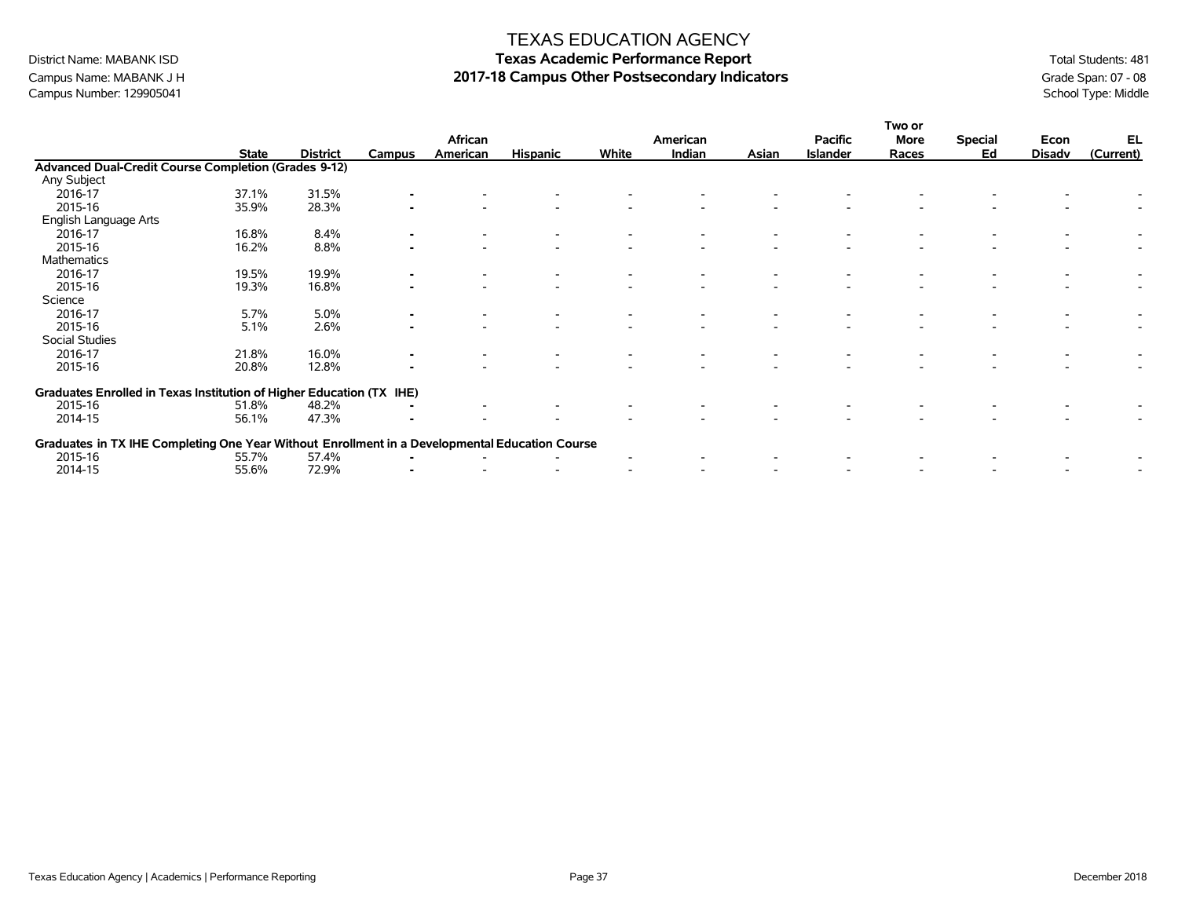# TEXAS EDUCATION AGENCY

## Texas Academic Performance Report

## 2017-18 Campus Other Postsecondary Indicators

District Name: MABANK ISD
Campus Name: MABANK J H
Campus Number: 129905041

Total Students: 481
Grade Span: 07 - 08
School Type: Middle

| | State | District | Campus | African American | Hispanic | White | American Indian | Asian | Pacific Islander | Two or More Races | Special Ed | Econ Disadv | EL (Current) |
|---|---|---|---|---|---|---|---|---|---|---|---|---|---|
| **Advanced Dual-Credit Course Completion (Grades 9-12)** | | | | | | | | | | | | | |
| Any Subject | | | | | | | | | | | | | |
| 2016-17 | 37.1% | 31.5% | - | - | - | - | - | - | - | - | - | - | - |
| 2015-16 | 35.9% | 28.3% | - | - | - | - | - | - | - | - | - | - | - |
| English Language Arts | | | | | | | | | | | | | |
| 2016-17 | 16.8% | 8.4% | - | - | - | - | - | - | - | - | - | - | - |
| 2015-16 | 16.2% | 8.8% | - | - | - | - | - | - | - | - | - | - | - |
| Mathematics | | | | | | | | | | | | | |
| 2016-17 | 19.5% | 19.9% | - | - | - | - | - | - | - | - | - | - | - |
| 2015-16 | 19.3% | 16.8% | - | - | - | - | - | - | - | - | - | - | - |
| Science | | | | | | | | | | | | | |
| 2016-17 | 5.7% | 5.0% | - | - | - | - | - | - | - | - | - | - | - |
| 2015-16 | 5.1% | 2.6% | - | - | - | - | - | - | - | - | - | - | - |
| Social Studies | | | | | | | | | | | | | |
| 2016-17 | 21.8% | 16.0% | - | - | - | - | - | - | - | - | - | - | - |
| 2015-16 | 20.8% | 12.8% | - | - | - | - | - | - | - | - | - | - | - |
| **Graduates Enrolled in Texas Institution of Higher Education (TX IHE)** | | | | | | | | | | | | | |
| 2015-16 | 51.8% | 48.2% | - | - | - | - | - | - | - | - | - | - | - |
| 2014-15 | 56.1% | 47.3% | - | - | - | - | - | - | - | - | - | - | - |
| **Graduates in TX IHE Completing One Year Without Enrollment in a Developmental Education Course** | | | | | | | | | | | | | |
| 2015-16 | 55.7% | 57.4% | - | - | - | - | - | - | - | - | - | - | - |
| 2014-15 | 55.6% | 72.9% | - | - | - | - | - | - | - | - | - | - | - |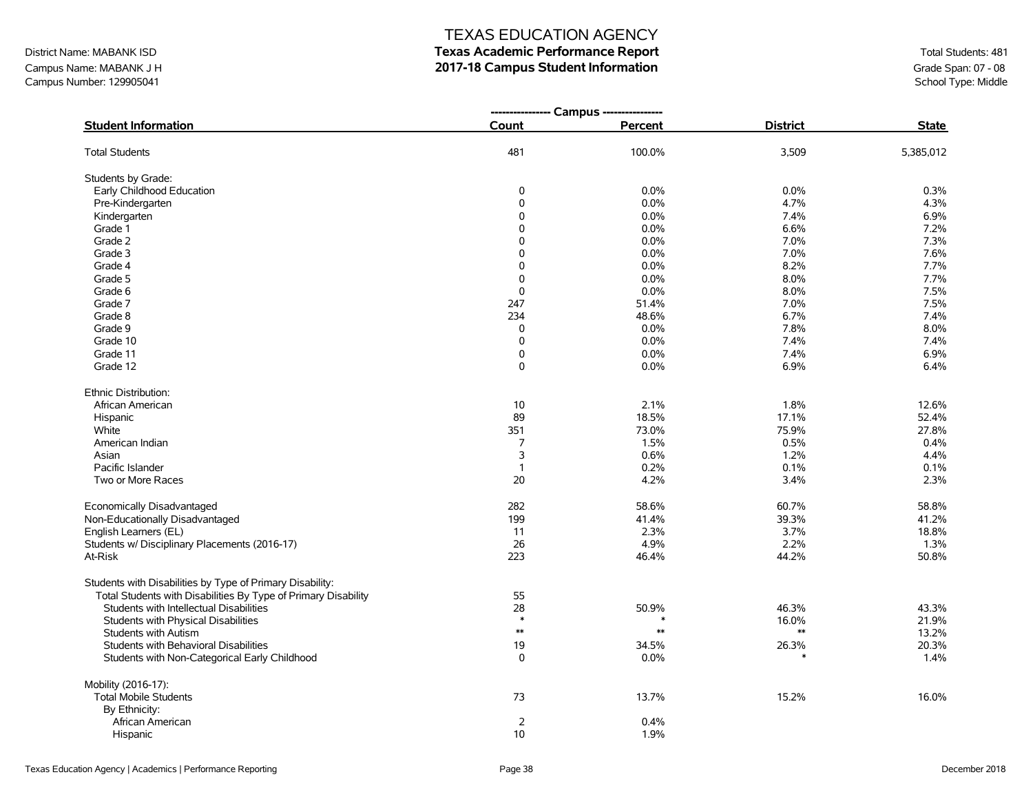District Name: MABANK ISD
Campus Name: MABANK J H
Campus Number: 129905041

# TEXAS EDUCATION AGENCY
## Texas Academic Performance Report
## 2017-18 Campus Student Information

Total Students: 481
Grade Span: 07 - 08
School Type: Middle

| Student Information | Campus Count | Campus Percent | District | State |
|---|---|---|---|---|
| Total Students | 481 | 100.0% | 3,509 | 5,385,012 |
| Students by Grade: | | | | |
| Early Childhood Education | 0 | 0.0% | 0.0% | 0.3% |
| Pre-Kindergarten | 0 | 0.0% | 4.7% | 4.3% |
| Kindergarten | 0 | 0.0% | 7.4% | 6.9% |
| Grade 1 | 0 | 0.0% | 6.6% | 7.2% |
| Grade 2 | 0 | 0.0% | 7.0% | 7.3% |
| Grade 3 | 0 | 0.0% | 7.0% | 7.6% |
| Grade 4 | 0 | 0.0% | 8.2% | 7.7% |
| Grade 5 | 0 | 0.0% | 8.0% | 7.7% |
| Grade 6 | 0 | 0.0% | 8.0% | 7.5% |
| Grade 7 | 247 | 51.4% | 7.0% | 7.5% |
| Grade 8 | 234 | 48.6% | 6.7% | 7.4% |
| Grade 9 | 0 | 0.0% | 7.8% | 8.0% |
| Grade 10 | 0 | 0.0% | 7.4% | 7.4% |
| Grade 11 | 0 | 0.0% | 7.4% | 6.9% |
| Grade 12 | 0 | 0.0% | 6.9% | 6.4% |
| Ethnic Distribution: | | | | |
| African American | 10 | 2.1% | 1.8% | 12.6% |
| Hispanic | 89 | 18.5% | 17.1% | 52.4% |
| White | 351 | 73.0% | 75.9% | 27.8% |
| American Indian | 7 | 1.5% | 0.5% | 0.4% |
| Asian | 3 | 0.6% | 1.2% | 4.4% |
| Pacific Islander | 1 | 0.2% | 0.1% | 0.1% |
| Two or More Races | 20 | 4.2% | 3.4% | 2.3% |
| Economically Disadvantaged | 282 | 58.6% | 60.7% | 58.8% |
| Non-Educationally Disadvantaged | 199 | 41.4% | 39.3% | 41.2% |
| English Learners (EL) | 11 | 2.3% | 3.7% | 18.8% |
| Students w/ Disciplinary Placements (2016-17) | 26 | 4.9% | 2.2% | 1.3% |
| At-Risk | 223 | 46.4% | 44.2% | 50.8% |
| Students with Disabilities by Type of Primary Disability: | | | | |
| Total Students with Disabilities By Type of Primary Disability | 55 | | | |
| Students with Intellectual Disabilities | 28 | 50.9% | 46.3% | 43.3% |
| Students with Physical Disabilities | * | * | 16.0% | 21.9% |
| Students with Autism | ** | ** | ** | 13.2% |
| Students with Behavioral Disabilities | 19 | 34.5% | 26.3% | 20.3% |
| Students with Non-Categorical Early Childhood | 0 | 0.0% | * | 1.4% |
| Mobility (2016-17): | | | | |
| Total Mobile Students | 73 | 13.7% | 15.2% | 16.0% |
| By Ethnicity: | | | | |
| African American | 2 | 0.4% | | |
| Hispanic | 10 | 1.9% | | |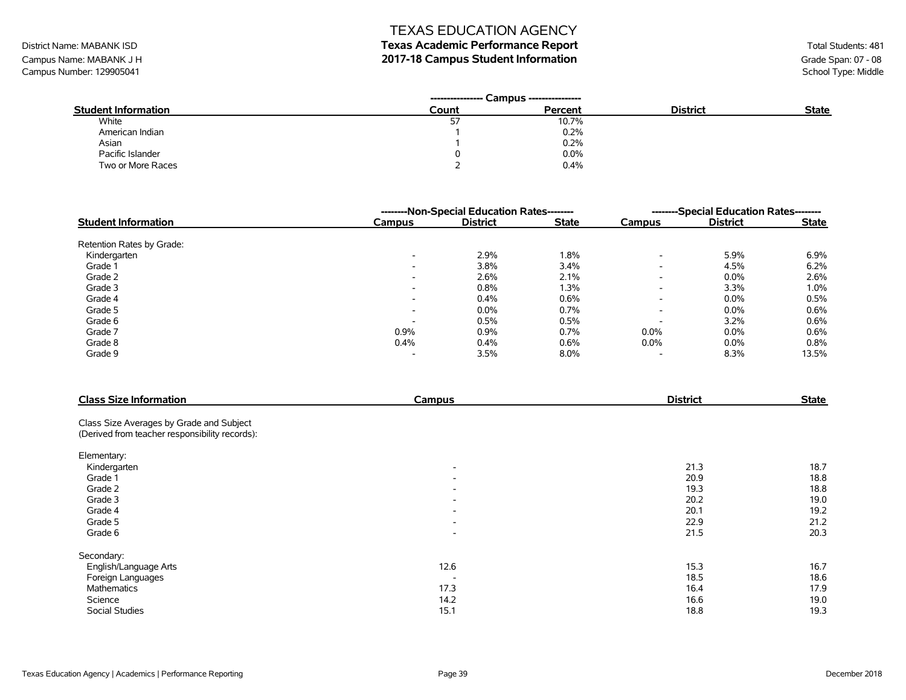District Name: MABANK ISD
Campus Name: MABANK J H
Campus Number: 129905041

# TEXAS EDUCATION AGENCY
## Texas Academic Performance Report
## 2017-18 Campus Student Information

Total Students: 481
Grade Span: 07 - 08
School Type: Middle

| Student Information | Campus Count | Campus Percent | District | State |
|---|---|---|---|---|
| White | 57 | 10.7% | | |
| American Indian | 1 | 0.2% | | |
| Asian | 1 | 0.2% | | |
| Pacific Islander | 0 | 0.0% | | |
| Two or More Races | 2 | 0.4% | | |

| Student Information | Non-Special Education Rates | | | Special Education Rates | | |
|---|---|---|---|---|---|---|
| | Campus | District | State | Campus | District | State |
| Retention Rates by Grade: | | | | | | |
| Kindergarten | - | 2.9% | 1.8% | - | 5.9% | 6.9% |
| Grade 1 | - | 3.8% | 3.4% | - | 4.5% | 6.2% |
| Grade 2 | - | 2.6% | 2.1% | - | 0.0% | 2.6% |
| Grade 3 | - | 0.8% | 1.3% | - | 3.3% | 1.0% |
| Grade 4 | - | 0.4% | 0.6% | - | 0.0% | 0.5% |
| Grade 5 | - | 0.0% | 0.7% | - | 0.0% | 0.6% |
| Grade 6 | - | 0.5% | 0.5% | - | 3.2% | 0.6% |
| Grade 7 | 0.9% | 0.9% | 0.7% | 0.0% | 0.0% | 0.6% |
| Grade 8 | 0.4% | 0.4% | 0.6% | 0.0% | 0.0% | 0.8% |
| Grade 9 | - | 3.5% | 8.0% | - | 8.3% | 13.5% |

| Class Size Information | Campus | District | State |
|---|---|---|---|
| Class Size Averages by Grade and Subject (Derived from teacher responsibility records): | | | |
| Elementary: | | | |
| Kindergarten | - | 21.3 | 18.7 |
| Grade 1 | - | 20.9 | 18.8 |
| Grade 2 | - | 19.3 | 18.8 |
| Grade 3 | - | 20.2 | 19.0 |
| Grade 4 | - | 20.1 | 19.2 |
| Grade 5 | - | 22.9 | 21.2 |
| Grade 6 | - | 21.5 | 20.3 |
| Secondary: | | | |
| English/Language Arts | 12.6 | 15.3 | 16.7 |
| Foreign Languages | - | 18.5 | 18.6 |
| Mathematics | 17.3 | 16.4 | 17.9 |
| Science | 14.2 | 16.6 | 19.0 |
| Social Studies | 15.1 | 18.8 | 19.3 |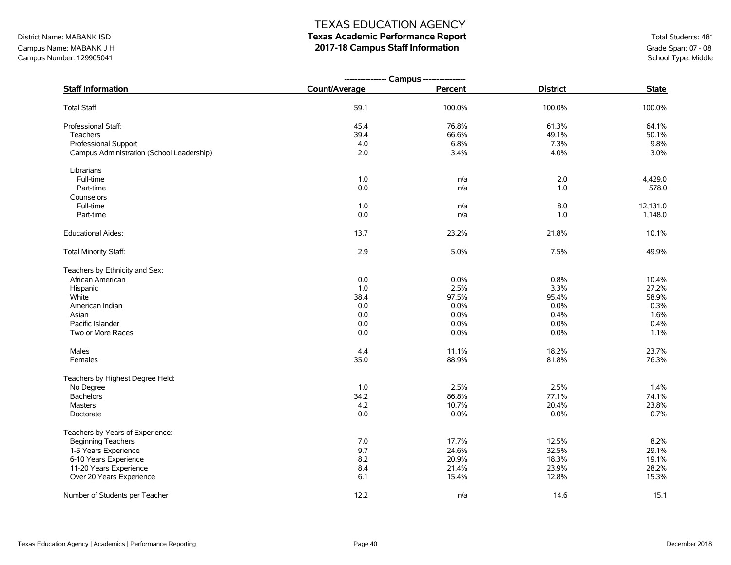# TEXAS EDUCATION AGENCY

## Texas Academic Performance Report

## 2017-18 Campus Staff Information

District Name: MABANK ISD
Campus Name: MABANK J H
Campus Number: 129905041

Total Students: 481
Grade Span: 07 - 08
School Type: Middle

| Staff Information | Campus Count/Average | Campus Percent | District | State |
|---|---|---|---|---|
| Total Staff | 59.1 | 100.0% | 100.0% | 100.0% |
| Professional Staff: | 45.4 | 76.8% | 61.3% | 64.1% |
| Teachers | 39.4 | 66.6% | 49.1% | 50.1% |
| Professional Support | 4.0 | 6.8% | 7.3% | 9.8% |
| Campus Administration (School Leadership) | 2.0 | 3.4% | 4.0% | 3.0% |
| Librarians | | | | |
| Full-time | 1.0 | n/a | 2.0 | 4,429.0 |
| Part-time | 0.0 | n/a | 1.0 | 578.0 |
| Counselors | | | | |
| Full-time | 1.0 | n/a | 8.0 | 12,131.0 |
| Part-time | 0.0 | n/a | 1.0 | 1,148.0 |
| Educational Aides: | 13.7 | 23.2% | 21.8% | 10.1% |
| Total Minority Staff: | 2.9 | 5.0% | 7.5% | 49.9% |
| Teachers by Ethnicity and Sex: | | | | |
| African American | 0.0 | 0.0% | 0.8% | 10.4% |
| Hispanic | 1.0 | 2.5% | 3.3% | 27.2% |
| White | 38.4 | 97.5% | 95.4% | 58.9% |
| American Indian | 0.0 | 0.0% | 0.0% | 0.3% |
| Asian | 0.0 | 0.0% | 0.4% | 1.6% |
| Pacific Islander | 0.0 | 0.0% | 0.0% | 0.4% |
| Two or More Races | 0.0 | 0.0% | 0.0% | 1.1% |
| Males | 4.4 | 11.1% | 18.2% | 23.7% |
| Females | 35.0 | 88.9% | 81.8% | 76.3% |
| Teachers by Highest Degree Held: | | | | |
| No Degree | 1.0 | 2.5% | 2.5% | 1.4% |
| Bachelors | 34.2 | 86.8% | 77.1% | 74.1% |
| Masters | 4.2 | 10.7% | 20.4% | 23.8% |
| Doctorate | 0.0 | 0.0% | 0.0% | 0.7% |
| Teachers by Years of Experience: | | | | |
| Beginning Teachers | 7.0 | 17.7% | 12.5% | 8.2% |
| 1-5 Years Experience | 9.7 | 24.6% | 32.5% | 29.1% |
| 6-10 Years Experience | 8.2 | 20.9% | 18.3% | 19.1% |
| 11-20 Years Experience | 8.4 | 21.4% | 23.9% | 28.2% |
| Over 20 Years Experience | 6.1 | 15.4% | 12.8% | 15.3% |
| Number of Students per Teacher | 12.2 | n/a | 14.6 | 15.1 |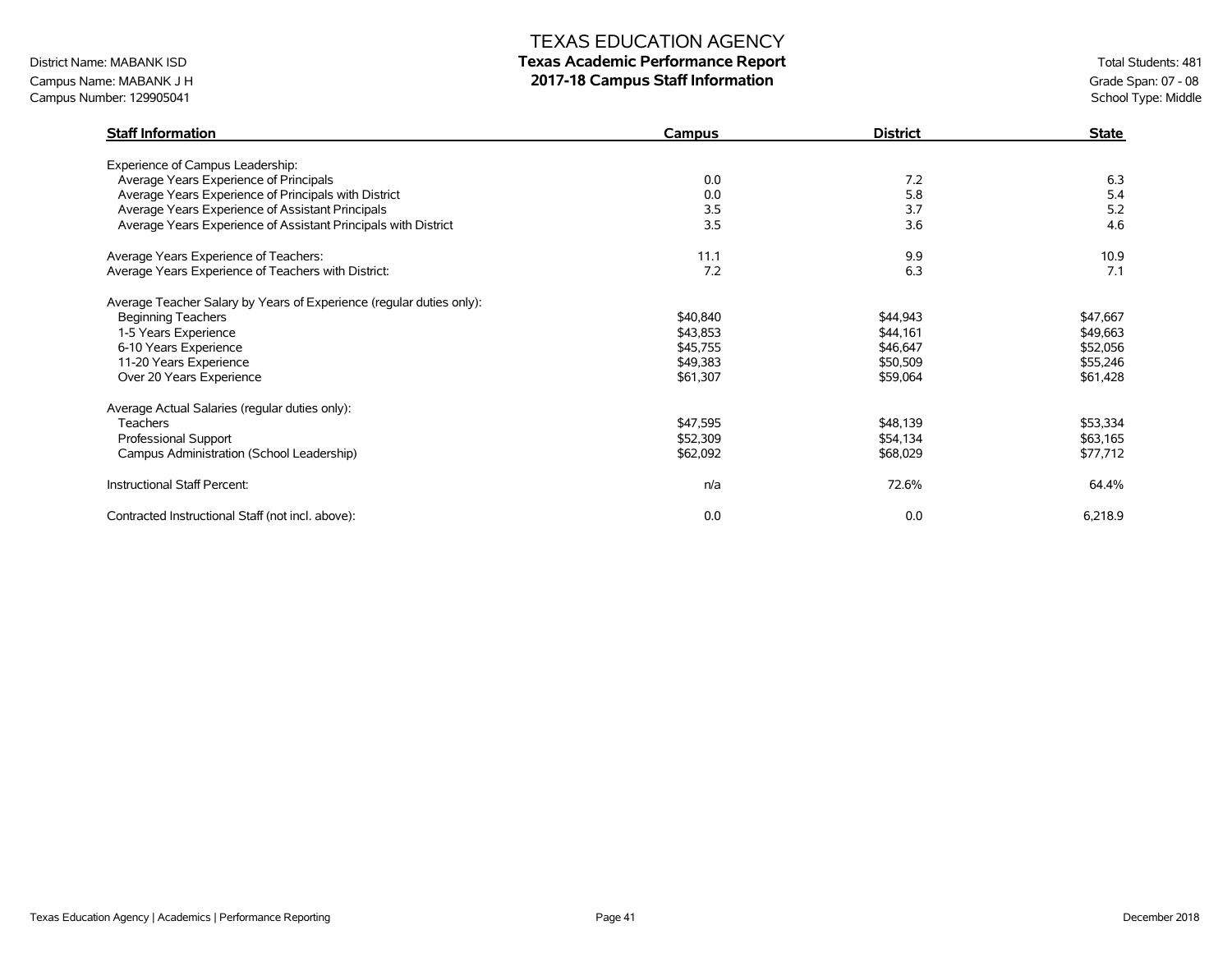# TEXAS EDUCATION AGENCY

## Texas Academic Performance Report

## 2017-18 Campus Staff Information

District Name: MABANK ISD
Campus Name: MABANK J H
Campus Number: 129905041

Total Students: 481
Grade Span: 07 - 08
School Type: Middle

| Staff Information | Campus | District | State |
|---|---|---|---|
| Experience of Campus Leadership: | | | |
| Average Years Experience of Principals | 0.0 | 7.2 | 6.3 |
| Average Years Experience of Principals with District | 0.0 | 5.8 | 5.4 |
| Average Years Experience of Assistant Principals | 3.5 | 3.7 | 5.2 |
| Average Years Experience of Assistant Principals with District | 3.5 | 3.6 | 4.6 |
| Average Years Experience of Teachers: | 11.1 | 9.9 | 10.9 |
| Average Years Experience of Teachers with District: | 7.2 | 6.3 | 7.1 |
| Average Teacher Salary by Years of Experience (regular duties only): | | | |
| Beginning Teachers | $40,840 | $44,943 | $47,667 |
| 1-5 Years Experience | $43,853 | $44,161 | $49,663 |
| 6-10 Years Experience | $45,755 | $46,647 | $52,056 |
| 11-20 Years Experience | $49,383 | $50,509 | $55,246 |
| Over 20 Years Experience | $61,307 | $59,064 | $61,428 |
| Average Actual Salaries (regular duties only): | | | |
| Teachers | $47,595 | $48,139 | $53,334 |
| Professional Support | $52,309 | $54,134 | $63,165 |
| Campus Administration (School Leadership) | $62,092 | $68,029 | $77,712 |
| Instructional Staff Percent: | n/a | 72.6% | 64.4% |
| Contracted Instructional Staff (not incl. above): | 0.0 | 0.0 | 6,218.9 |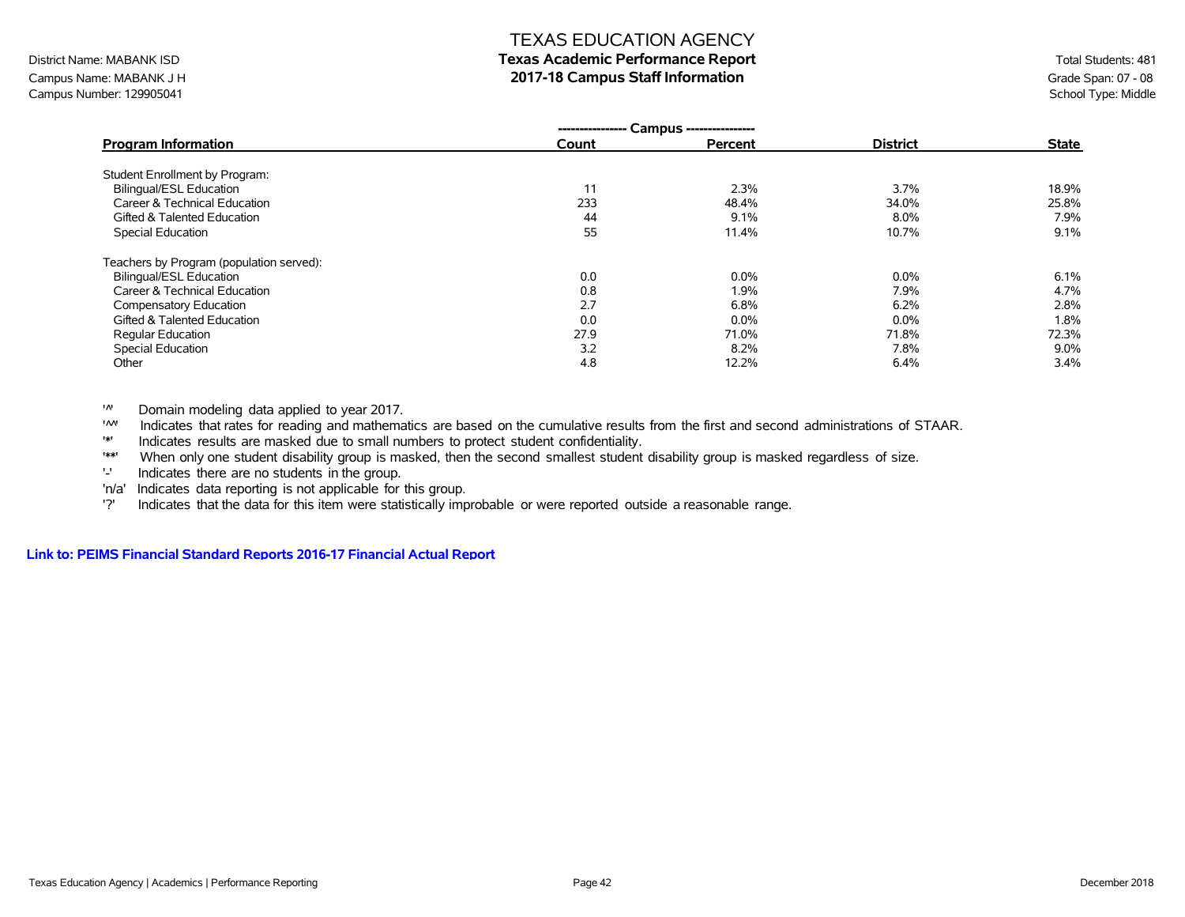# TEXAS EDUCATION AGENCY

District Name: MABANK ISD
Campus Name: MABANK J H
Campus Number: 129905041

## Texas Academic Performance Report
## 2017-18 Campus Staff Information

Total Students: 481
Grade Span: 07 - 08
School Type: Middle

| Program Information | Campus Count | Campus Percent | District | State |
|---|---|---|---|---|
| Student Enrollment by Program: | | | | |
| Bilingual/ESL Education | 11 | 2.3% | 3.7% | 18.9% |
| Career & Technical Education | 233 | 48.4% | 34.0% | 25.8% |
| Gifted & Talented Education | 44 | 9.1% | 8.0% | 7.9% |
| Special Education | 55 | 11.4% | 10.7% | 9.1% |
| Teachers by Program (population served): | | | | |
| Bilingual/ESL Education | 0.0 | 0.0% | 0.0% | 6.1% |
| Career & Technical Education | 0.8 | 1.9% | 7.9% | 4.7% |
| Compensatory Education | 2.7 | 6.8% | 6.2% | 2.8% |
| Gifted & Talented Education | 0.0 | 0.0% | 0.0% | 1.8% |
| Regular Education | 27.9 | 71.0% | 71.8% | 72.3% |
| Special Education | 3.2 | 8.2% | 7.8% | 9.0% |
| Other | 4.8 | 12.2% | 6.4% | 3.4% |

'^' Domain modeling data applied to year 2017.
'^^' Indicates that rates for reading and mathematics are based on the cumulative results from the first and second administrations of STAAR.
'*' Indicates results are masked due to small numbers to protect student confidentiality.
'**' When only one student disability group is masked, then the second smallest student disability group is masked regardless of size.
'-' Indicates there are no students in the group.
'n/a' Indicates data reporting is not applicable for this group.
'?' Indicates that the data for this item were statistically improbable or were reported outside a reasonable range.

**Link to: PEIMS Financial Standard Reports 2016-17 Financial Actual Report**